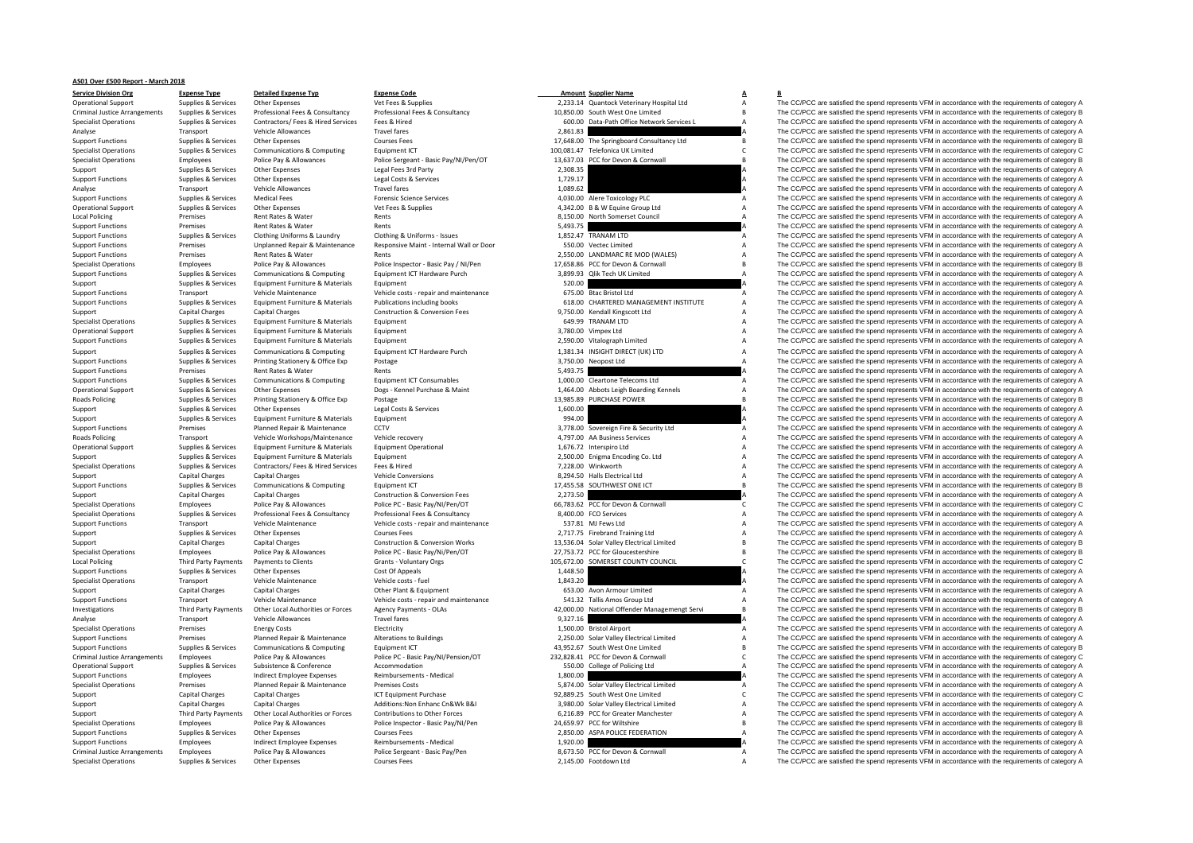# AS01 Over £500 Report - March 2018

| Service Division Org | Expense Type | Detailed Expense Typ | Expense Code | Amount | Supplier Name | A | B |
|---|---|---|---|---|---|---|---|
| Operational Support | Supplies & Services | Other Expenses | Vet Fees & Supplies | 2,233.14 | Quantock Veterinary Hospital Ltd | A | The CC/PCC are satisfied the spend represents VFM in accordance with the requirements of category A |
| Criminal Justice Arrangements | Supplies & Services | Professional Fees & Consultancy | Professional Fees & Consultancy | 10,850.00 | South West One Limited | B | The CC/PCC are satisfied the spend represents VFM in accordance with the requirements of category B |
| Specialist Operations | Supplies & Services | Contractors/ Fees & Hired Services | Fees & Hired | 600.00 | Data-Path Office Network Services L | A | The CC/PCC are satisfied the spend represents VFM in accordance with the requirements of category A |
| Analyse | Transport | Vehicle Allowances | Travel fares | 2,861.83 | | A | The CC/PCC are satisfied the spend represents VFM in accordance with the requirements of category A |
| Support Functions | Supplies & Services | Other Expenses | Courses Fees | 17,648.00 | The Springboard Consultancy Ltd | B | The CC/PCC are satisfied the spend represents VFM in accordance with the requirements of category B |
| Specialist Operations | Supplies & Services | Communications & Computing | Equipment ICT | 100,081.47 | Telefonica UK Limited | C | The CC/PCC are satisfied the spend represents VFM in accordance with the requirements of category C |
| Specialist Operations | Employees | Police Pay & Allowances | Police Sergeant - Basic Pay/NI/Pen/OT | 13,637.03 | PCC for Devon & Cornwall | B | The CC/PCC are satisfied the spend represents VFM in accordance with the requirements of category B |
| Support | Supplies & Services | Other Expenses | Legal Fees 3rd Party | 2,308.35 | | A | The CC/PCC are satisfied the spend represents VFM in accordance with the requirements of category A |
| Support Functions | Supplies & Services | Other Expenses | Legal Costs & Services | 1,729.17 | | A | The CC/PCC are satisfied the spend represents VFM in accordance with the requirements of category A |
| Analyse | Transport | Vehicle Allowances | Travel fares | 1,089.62 | | A | The CC/PCC are satisfied the spend represents VFM in accordance with the requirements of category A |
| Support Functions | Supplies & Services | Medical Fees | Forensic Science Services | 4,030.00 | Alere Toxicology PLC | A | The CC/PCC are satisfied the spend represents VFM in accordance with the requirements of category A |
| Operational Support | Supplies & Services | Other Expenses | Vet Fees & Supplies | 4,342.00 | B & W Equine Group Ltd | A | The CC/PCC are satisfied the spend represents VFM in accordance with the requirements of category A |
| Local Policing | Premises | Rent Rates & Water | Rents | 8,150.00 | North Somerset Council | A | The CC/PCC are satisfied the spend represents VFM in accordance with the requirements of category A |
| Support Functions | Premises | Rent Rates & Water | Rents | 5,493.75 | | A | The CC/PCC are satisfied the spend represents VFM in accordance with the requirements of category A |
| Support Functions | Supplies & Services | Clothing Uniforms & Laundry | Clothing & Uniforms - Issues | 1,852.47 | TRANAM LTD | A | The CC/PCC are satisfied the spend represents VFM in accordance with the requirements of category A |
| Support Functions | Premises | Unplanned Repair & Maintenance | Responsive Maint - Internal Wall or Door | 550.00 | Vectec Limited | A | The CC/PCC are satisfied the spend represents VFM in accordance with the requirements of category A |
| Support Functions | Premises | Rent Rates & Water | Rents | 2,550.00 | LANDMARC RE MOD (WALES) | A | The CC/PCC are satisfied the spend represents VFM in accordance with the requirements of category A |
| Specialist Operations | Employees | Police Pay & Allowances | Police Inspector - Basic Pay / NI/Pen | 17,658.86 | PCC for Devon & Cornwall | B | The CC/PCC are satisfied the spend represents VFM in accordance with the requirements of category B |
| Support Functions | Supplies & Services | Communications & Computing | Equipment ICT Hardware Purch | 3,899.93 | Qlik Tech UK Limited | A | The CC/PCC are satisfied the spend represents VFM in accordance with the requirements of category A |
| Support | Supplies & Services | Equipment Furniture & Materials | Equipment | 520.00 | | A | The CC/PCC are satisfied the spend represents VFM in accordance with the requirements of category A |
| Support Functions | Transport | Vehicle Maintenance | Vehicle costs - repair and maintenance | 675.00 | Btac Bristol Ltd | A | The CC/PCC are satisfied the spend represents VFM in accordance with the requirements of category A |
| Support Functions | Supplies & Services | Equipment Furniture & Materials | Publications including books | 618.00 | CHARTERED MANAGEMENT INSTITUTE | A | The CC/PCC are satisfied the spend represents VFM in accordance with the requirements of category A |
| Support | Capital Charges | Capital Charges | Construction & Conversion Fees | 9,750.00 | Kendall Kingscott Ltd | A | The CC/PCC are satisfied the spend represents VFM in accordance with the requirements of category A |
| Specialist Operations | Supplies & Services | Equipment Furniture & Materials | Equipment | 649.99 | TRANAM LTD | A | The CC/PCC are satisfied the spend represents VFM in accordance with the requirements of category A |
| Operational Support | Supplies & Services | Equipment Furniture & Materials | Equipment | 3,780.00 | Vimpex Ltd | A | The CC/PCC are satisfied the spend represents VFM in accordance with the requirements of category A |
| Support Functions | Supplies & Services | Equipment Furniture & Materials | Equipment | 2,590.00 | Vitalograph Limited | A | The CC/PCC are satisfied the spend represents VFM in accordance with the requirements of category A |
| Support | Supplies & Services | Communications & Computing | Equipment ICT Hardware Purch | 1,381.34 | INSIGHT DIRECT (UK) LTD | A | The CC/PCC are satisfied the spend represents VFM in accordance with the requirements of category A |
| Support Functions | Supplies & Services | Printing Stationery & Office Exp | Postage | 3,750.00 | Neopost Ltd | A | The CC/PCC are satisfied the spend represents VFM in accordance with the requirements of category A |
| Support Functions | Premises | Rent Rates & Water | Rents | 5,493.75 | | A | The CC/PCC are satisfied the spend represents VFM in accordance with the requirements of category A |
| Support Functions | Supplies & Services | Communications & Computing | Equipment ICT Consumables | 1,000.00 | Cleartone Telecoms Ltd | A | The CC/PCC are satisfied the spend represents VFM in accordance with the requirements of category A |
| Operational Support | Supplies & Services | Other Expenses | Dogs - Kennel Purchase & Maint | 1,464.00 | Abbots Leigh Boarding Kennels | A | The CC/PCC are satisfied the spend represents VFM in accordance with the requirements of category A |
| Roads Policing | Supplies & Services | Printing Stationery & Office Exp | Postage | 13,985.89 | PURCHASE POWER | B | The CC/PCC are satisfied the spend represents VFM in accordance with the requirements of category B |
| Support | Supplies & Services | Other Expenses | Legal Costs & Services | 1,600.00 | | A | The CC/PCC are satisfied the spend represents VFM in accordance with the requirements of category A |
| Support | Supplies & Services | Equipment Furniture & Materials | Equipment | 994.00 | | A | The CC/PCC are satisfied the spend represents VFM in accordance with the requirements of category A |
| Support Functions | Premises | Planned Repair & Maintenance | CCTV | 3,778.00 | Sovereign Fire & Security Ltd | A | The CC/PCC are satisfied the spend represents VFM in accordance with the requirements of category A |
| Roads Policing | Transport | Vehicle Workshops/Maintenance | Vehicle recovery | 4,797.00 | AA Business Services | A | The CC/PCC are satisfied the spend represents VFM in accordance with the requirements of category A |
| Operational Support | Supplies & Services | Equipment Furniture & Materials | Equipment Operational | 1,676.72 | Interspiro Ltd | A | The CC/PCC are satisfied the spend represents VFM in accordance with the requirements of category A |
| Support | Supplies & Services | Equipment Furniture & Materials | Equipment | 2,500.00 | Enigma Encoding Co. Ltd | A | The CC/PCC are satisfied the spend represents VFM in accordance with the requirements of category A |
| Specialist Operations | Supplies & Services | Contractors/ Fees & Hired Services | Fees & Hired | 7,228.00 | Winkworth | A | The CC/PCC are satisfied the spend represents VFM in accordance with the requirements of category A |
| Support | Capital Charges | Capital Charges | Vehicle Conversions | 8,294.50 | Halls Electrical Ltd | A | The CC/PCC are satisfied the spend represents VFM in accordance with the requirements of category A |
| Support Functions | Supplies & Services | Communications & Computing | Equipment ICT | 17,455.58 | SOUTHWEST ONE ICT | B | The CC/PCC are satisfied the spend represents VFM in accordance with the requirements of category B |
| Support | Capital Charges | Capital Charges | Construction & Conversion Fees | 2,273.50 | | A | The CC/PCC are satisfied the spend represents VFM in accordance with the requirements of category A |
| Specialist Operations | Employees | Police Pay & Allowances | Police PC - Basic Pay/NI/Pen/OT | 66,783.62 | PCC for Devon & Cornwall | C | The CC/PCC are satisfied the spend represents VFM in accordance with the requirements of category C |
| Specialist Operations | Supplies & Services | Professional Fees & Consultancy | Professional Fees & Consultancy | 8,400.00 | FCO Services | A | The CC/PCC are satisfied the spend represents VFM in accordance with the requirements of category A |
| Support Functions | Transport | Vehicle Maintenance | Vehicle costs - repair and maintenance | 537.81 | MJ Fews Ltd | A | The CC/PCC are satisfied the spend represents VFM in accordance with the requirements of category A |
| Support | Supplies & Services | Other Expenses | Courses Fees | 2,717.75 | Firebrand Training Ltd | A | The CC/PCC are satisfied the spend represents VFM in accordance with the requirements of category A |
| Support | Capital Charges | Capital Charges | Construction & Conversion Works | 13,536.04 | Solar Valley Electrical Limited | B | The CC/PCC are satisfied the spend represents VFM in accordance with the requirements of category B |
| Specialist Operations | Employees | Police Pay & Allowances | Police PC - Basic Pay/NI/Pen/OT | 27,753.72 | PCC for Gloucestershire | B | The CC/PCC are satisfied the spend represents VFM in accordance with the requirements of category B |
| Local Policing | Third Party Payments | Payments to Clients | Grants - Voluntary Orgs | 105,672.00 | SOMERSET COUNTY COUNCIL | C | The CC/PCC are satisfied the spend represents VFM in accordance with the requirements of category C |
| Support Functions | Supplies & Services | Other Expenses | Cost Of Appeals | 1,448.50 | | A | The CC/PCC are satisfied the spend represents VFM in accordance with the requirements of category A |
| Specialist Operations | Transport | Vehicle Maintenance | Vehicle costs - fuel | 1,843.20 | | A | The CC/PCC are satisfied the spend represents VFM in accordance with the requirements of category A |
| Support | Capital Charges | Capital Charges | Other Plant & Equipment | 653.00 | Avon Armour Limited | A | The CC/PCC are satisfied the spend represents VFM in accordance with the requirements of category A |
| Support Functions | Transport | Vehicle Maintenance | Vehicle costs - repair and maintenance | 541.32 | Tallis Amos Group Ltd | A | The CC/PCC are satisfied the spend represents VFM in accordance with the requirements of category A |
| Investigations | Third Party Payments | Other Local Authorities or Forces | Agency Payments - OLAs | 42,000.00 | National Offender Managemengt Servi | B | The CC/PCC are satisfied the spend represents VFM in accordance with the requirements of category B |
| Analyse | Transport | Vehicle Allowances | Travel fares | 9,327.16 | | A | The CC/PCC are satisfied the spend represents VFM in accordance with the requirements of category A |
| Specialist Operations | Premises | Energy Costs | Electricity | 1,500.00 | Bristol Airport | A | The CC/PCC are satisfied the spend represents VFM in accordance with the requirements of category A |
| Support Functions | Premises | Planned Repair & Maintenance | Alterations to Buildings | 2,250.00 | Solar Valley Electrical Limited | A | The CC/PCC are satisfied the spend represents VFM in accordance with the requirements of category A |
| Support Functions | Supplies & Services | Communications & Computing | Equipment ICT | 43,952.67 | South West One Limited | B | The CC/PCC are satisfied the spend represents VFM in accordance with the requirements of category B |
| Criminal Justice Arrangements | Employees | Police Pay & Allowances | Police PC - Basic Pay/NI/Pension/OT | 232,828.41 | PCC for Devon & Cornwall | C | The CC/PCC are satisfied the spend represents VFM in accordance with the requirements of category C |
| Operational Support | Supplies & Services | Subsistence & Conference | Accommodation | 550.00 | College of Policing Ltd | A | The CC/PCC are satisfied the spend represents VFM in accordance with the requirements of category A |
| Support Functions | Employees | Indirect Employee Expenses | Reimbursements - Medical | 1,800.00 | | A | The CC/PCC are satisfied the spend represents VFM in accordance with the requirements of category A |
| Specialist Operations | Premises | Planned Repair & Maintenance | Premises Costs | 5,874.00 | Solar Valley Electrical Limited | A | The CC/PCC are satisfied the spend represents VFM in accordance with the requirements of category A |
| Support | Capital Charges | Capital Charges | ICT Equipment Purchase | 92,889.25 | South West One Limited | C | The CC/PCC are satisfied the spend represents VFM in accordance with the requirements of category C |
| Support | Capital Charges | Capital Charges | Additions:Non Enhanc Cn&Wk B&I | 3,980.00 | Solar Valley Electrical Limited | A | The CC/PCC are satisfied the spend represents VFM in accordance with the requirements of category A |
| Support | Third Party Payments | Other Local Authorities or Forces | Contributions to Other Forces | 6,216.89 | PCC for Greater Manchester | A | The CC/PCC are satisfied the spend represents VFM in accordance with the requirements of category A |
| Specialist Operations | Employees | Police Pay & Allowances | Police Inspector - Basic Pay/NI/Pen | 24,659.97 | PCC for Wiltshire | B | The CC/PCC are satisfied the spend represents VFM in accordance with the requirements of category B |
| Support Functions | Supplies & Services | Other Expenses | Courses Fees | 2,850.00 | ASPA POLICE FEDERATION | A | The CC/PCC are satisfied the spend represents VFM in accordance with the requirements of category A |
| Support Functions | Employees | Indirect Employee Expenses | Reimbursements - Medical | 1,920.00 | | A | The CC/PCC are satisfied the spend represents VFM in accordance with the requirements of category A |
| Criminal Justice Arrangements | Employees | Police Pay & Allowances | Police Sergeant - Basic Pay/Pen | 8,673.50 | PCC for Devon & Cornwall | A | The CC/PCC are satisfied the spend represents VFM in accordance with the requirements of category A |
| Specialist Operations | Supplies & Services | Other Expenses | Courses Fees | 2,145.00 | Footdown Ltd | A | The CC/PCC are satisfied the spend represents VFM in accordance with the requirements of category A |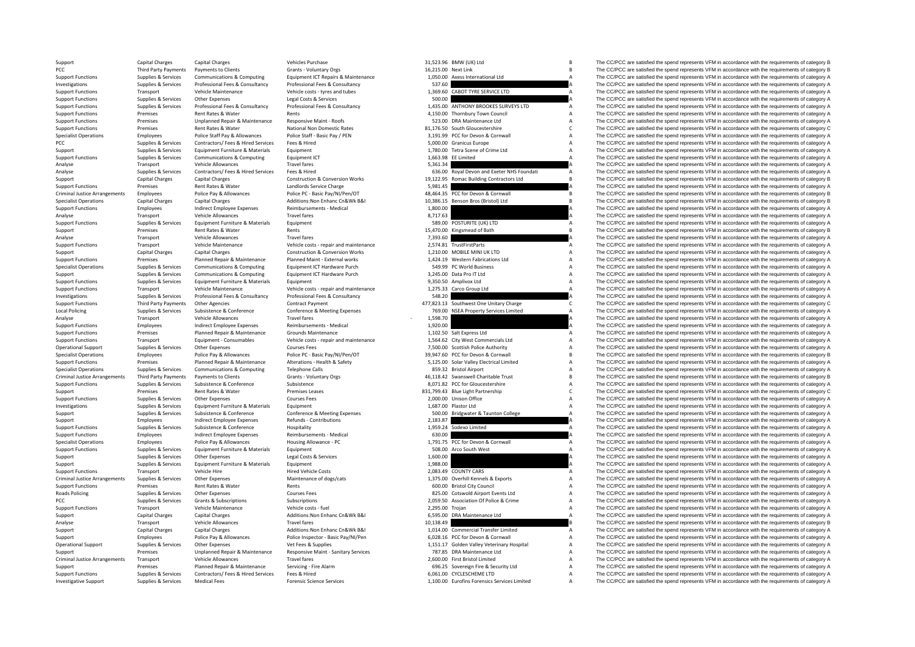| | | | | | | | |
|---|---|---|---|---|---|---|---|
| Support | Capital Charges | Capital Charges | Vehicles Purchase | 31,523.96 | BMW (UK) Ltd | B | The CC/PCC are satisfied the spend represents VFM in accordance with the requirements of category B |
| PCC | Third Party Payments | Payments to Clients | Grants - Voluntary Orgs | 16,215.00 | Next Link | B | The CC/PCC are satisfied the spend represents VFM in accordance with the requirements of category B |
| Support Functions | Supplies & Services | Communications & Computing | Equipment ICT Repairs & Maintenance | 1,050.00 | Axess International Ltd | A | The CC/PCC are satisfied the spend represents VFM in accordance with the requirements of category A |
| Investigations | Supplies & Services | Professional Fees & Consultancy | Professional Fees & Consultancy | 537.60 | | A | The CC/PCC are satisfied the spend represents VFM in accordance with the requirements of category A |
| Support Functions | Transport | Vehicle Maintenance | Vehicle costs - tyres and tubes | 1,369.60 | CABOT TYRE SERVICE LTD | A | The CC/PCC are satisfied the spend represents VFM in accordance with the requirements of category A |
| Support Functions | Supplies & Services | Other Expenses | Legal Costs & Services | 500.00 | | A | The CC/PCC are satisfied the spend represents VFM in accordance with the requirements of category A |
| Support Functions | Supplies & Services | Professional Fees & Consultancy | Professional Fees & Consultancy | 1,435.00 | ANTHONY BROOKES SURVEYS LTD | A | The CC/PCC are satisfied the spend represents VFM in accordance with the requirements of category A |
| Support Functions | Premises | Rent Rates & Water | Rents | 4,150.00 | Thornbury Town Council | A | The CC/PCC are satisfied the spend represents VFM in accordance with the requirements of category A |
| Support Functions | Premises | Unplanned Repair & Maintenance | Responsive Maint - Roofs | 523.00 | DRA Maintenance Ltd | A | The CC/PCC are satisfied the spend represents VFM in accordance with the requirements of category A |
| Support Functions | Premises | Rent Rates & Water | National Non Domestic Rates | 81,176.50 | South Gloucestershire | C | The CC/PCC are satisfied the spend represents VFM in accordance with the requirements of category C |
| Specialist Operations | Employees | Police Staff Pay & Allowances | Police Staff - Basic Pay / PEN | 3,191.99 | PCC for Devon & Cornwall | A | The CC/PCC are satisfied the spend represents VFM in accordance with the requirements of category A |
| PCC | Supplies & Services | Contractors/ Fees & Hired Services | Fees & Hired | 5,000.00 | Granicus Europe | A | The CC/PCC are satisfied the spend represents VFM in accordance with the requirements of category A |
| Support | Supplies & Services | Equipment Furniture & Materials | Equipment | 1,780.00 | Tetra Scene of Crime Ltd | A | The CC/PCC are satisfied the spend represents VFM in accordance with the requirements of category A |
| Support Functions | Supplies & Services | Communications & Computing | Equipment ICT | 1,663.98 | EE Limited | A | The CC/PCC are satisfied the spend represents VFM in accordance with the requirements of category A |
| Analyse | Transport | Vehicle Allowances | Travel fares | 5,361.34 | | A | The CC/PCC are satisfied the spend represents VFM in accordance with the requirements of category A |
| Analyse | Supplies & Services | Contractors/ Fees & Hired Services | Fees & Hired | 636.00 | Royal Devon and Exeter NHS Foundati | A | The CC/PCC are satisfied the spend represents VFM in accordance with the requirements of category A |
| Support | Capital Charges | Capital Charges | Construction & Conversion Works | 19,122.95 | Romac Building Contractors Ltd | B | The CC/PCC are satisfied the spend represents VFM in accordance with the requirements of category B |
| Support Functions | Premises | Rent Rates & Water | Landlords Service Charge | 5,981.45 | | A | The CC/PCC are satisfied the spend represents VFM in accordance with the requirements of category A |
| Criminal Justice Arrangements | Employees | Police Pay & Allowances | Police PC - Basic Pay/NI/Pen/OT | 48,464.35 | PCC for Devon & Cornwall | B | The CC/PCC are satisfied the spend represents VFM in accordance with the requirements of category B |
| Specialist Operations | Capital Charges | Capital Charges | Additions:Non Enhanc Cn&Wk B&I | 10,386.15 | Benson Bros (Bristol) Ltd | B | The CC/PCC are satisfied the spend represents VFM in accordance with the requirements of category B |
| Support Functions | Employees | Indirect Employee Expenses | Reimbursements - Medical | 1,800.00 | | A | The CC/PCC are satisfied the spend represents VFM in accordance with the requirements of category A |
| Analyse | Transport | Vehicle Allowances | Travel fares | 8,717.63 | | A | The CC/PCC are satisfied the spend represents VFM in accordance with the requirements of category A |
| Support Functions | Supplies & Services | Equipment Furniture & Materials | Equipment | 589.00 | POSTURITE (UK) LTD | A | The CC/PCC are satisfied the spend represents VFM in accordance with the requirements of category A |
| Support | Premises | Rent Rates & Water | Rents | 15,470.00 | Kingsmead of Bath | B | The CC/PCC are satisfied the spend represents VFM in accordance with the requirements of category B |
| Analyse | Transport | Vehicle Allowances | Travel fares | 7,393.60 | | A | The CC/PCC are satisfied the spend represents VFM in accordance with the requirements of category A |
| Support Functions | Transport | Vehicle Maintenance | Vehicle costs - repair and maintenance | 2,574.81 | TrustFirstParts | A | The CC/PCC are satisfied the spend represents VFM in accordance with the requirements of category A |
| Support | Capital Charges | Capital Charges | Construction & Conversion Works | 1,210.00 | MOBILE MINI UK LTD | A | The CC/PCC are satisfied the spend represents VFM in accordance with the requirements of category A |
| Support Functions | Premises | Planned Repair & Maintenance | Planned Maint - External works | 1,424.19 | Western Fabrications Ltd | A | The CC/PCC are satisfied the spend represents VFM in accordance with the requirements of category A |
| Specialist Operations | Supplies & Services | Communications & Computing | Equipment ICT Hardware Purch | 549.99 | PC World Business | A | The CC/PCC are satisfied the spend represents VFM in accordance with the requirements of category A |
| Support | Supplies & Services | Communications & Computing | Equipment ICT Hardware Purch | 3,245.00 | Data Pro IT Ltd | A | The CC/PCC are satisfied the spend represents VFM in accordance with the requirements of category A |
| Support Functions | Supplies & Services | Equipment Furniture & Materials | Equipment | 9,350.50 | Amplivox Ltd | A | The CC/PCC are satisfied the spend represents VFM in accordance with the requirements of category A |
| Support Functions | Transport | Vehicle Maintenance | Vehicle costs - repair and maintenance | 1,275.33 | Carco Group Ltd | A | The CC/PCC are satisfied the spend represents VFM in accordance with the requirements of category A |
| Investigations | Supplies & Services | Professional Fees & Consultancy | Professional Fees & Consultancy | 548.20 | | A | The CC/PCC are satisfied the spend represents VFM in accordance with the requirements of category A |
| Support Functions | Third Party Payments | Other Agencies | Contract Payment | 477,823.13 | Southwest One Unitary Charge | C | The CC/PCC are satisfied the spend represents VFM in accordance with the requirements of category C |
| Local Policing | Supplies & Services | Subsistence & Conference | Conference & Meeting Expenses | 769.00 | NSEA Property Services Limited | A | The CC/PCC are satisfied the spend represents VFM in accordance with the requirements of category A |
| Analyse | Transport | Vehicle Allowances | Travel fares | - 1,598.70 | | A | The CC/PCC are satisfied the spend represents VFM in accordance with the requirements of category A |
| Support Functions | Employees | Indirect Employee Expenses | Reimbursements - Medical | 1,920.00 | | A | The CC/PCC are satisfied the spend represents VFM in accordance with the requirements of category A |
| Support Functions | Premises | Planned Repair & Maintenance | Grounds Maintenance | 1,102.50 | Salt Express Ltd | A | The CC/PCC are satisfied the spend represents VFM in accordance with the requirements of category A |
| Support Functions | Transport | Equipment - Consumables | Vehicle costs - repair and maintenance | 1,564.62 | City West Commercials Ltd | A | The CC/PCC are satisfied the spend represents VFM in accordance with the requirements of category A |
| Operational Support | Supplies & Services | Other Expenses | Courses Fees | 7,500.00 | Scottish Police Authority | A | The CC/PCC are satisfied the spend represents VFM in accordance with the requirements of category A |
| Specialist Operations | Employees | Police Pay & Allowances | Police PC - Basic Pay/NI/Pen/OT | 39,947.60 | PCC for Devon & Cornwall | B | The CC/PCC are satisfied the spend represents VFM in accordance with the requirements of category B |
| Support Functions | Premises | Planned Repair & Maintenance | Alterations - Health & Safety | 5,125.00 | Solar Valley Electrical Limited | A | The CC/PCC are satisfied the spend represents VFM in accordance with the requirements of category A |
| Specialist Operations | Supplies & Services | Communications & Computing | Telephone Calls | 859.32 | Bristol Airport | A | The CC/PCC are satisfied the spend represents VFM in accordance with the requirements of category A |
| Criminal Justice Arrangements | Third Party Payments | Payments to Clients | Grants - Voluntary Orgs | 46,118.42 | Swanswell Charitable Trust | B | The CC/PCC are satisfied the spend represents VFM in accordance with the requirements of category B |
| Support Functions | Supplies & Services | Subsistence & Conference | Subsistence | 8,071.82 | PCC for Gloucestershire | A | The CC/PCC are satisfied the spend represents VFM in accordance with the requirements of category A |
| Support | Premises | Rent Rates & Water | Premises Leases | 831,799.43 | Blue Light Partnership | C | The CC/PCC are satisfied the spend represents VFM in accordance with the requirements of category C |
| Support Functions | Supplies & Services | Other Expenses | Courses Fees | 2,000.00 | Unison Office | A | The CC/PCC are satisfied the spend represents VFM in accordance with the requirements of category A |
| Investigations | Supplies & Services | Equipment Furniture & Materials | Equipment | 1,687.00 | Plastor Ltd | A | The CC/PCC are satisfied the spend represents VFM in accordance with the requirements of category A |
| Support | Supplies & Services | Subsistence & Conference | Conference & Meeting Expenses | 500.00 | Bridgwater & Taunton College | A | The CC/PCC are satisfied the spend represents VFM in accordance with the requirements of category A |
| Support | Employees | Indirect Employee Expenses | Refunds - Contributions | 2,183.87 | | A | The CC/PCC are satisfied the spend represents VFM in accordance with the requirements of category A |
| Support Functions | Supplies & Services | Subsistence & Conference | Hospitality | 1,959.24 | Sodexo Limited | A | The CC/PCC are satisfied the spend represents VFM in accordance with the requirements of category A |
| Support Functions | Employees | Indirect Employee Expenses | Reimbursements - Medical | 630.00 | | A | The CC/PCC are satisfied the spend represents VFM in accordance with the requirements of category A |
| Specialist Operations | Employees | Police Pay & Allowances | Housing Allowance - PC | 1,791.75 | PCC for Devon & Cornwall | A | The CC/PCC are satisfied the spend represents VFM in accordance with the requirements of category A |
| Support Functions | Supplies & Services | Equipment Furniture & Materials | Equipment | 508.00 | Arco South West | A | The CC/PCC are satisfied the spend represents VFM in accordance with the requirements of category A |
| Support | Supplies & Services | Other Expenses | Legal Costs & Services | 1,600.00 | | A | The CC/PCC are satisfied the spend represents VFM in accordance with the requirements of category A |
| Support | Supplies & Services | Equipment Furniture & Materials | Equipment | 1,988.00 | | A | The CC/PCC are satisfied the spend represents VFM in accordance with the requirements of category A |
| Support Functions | Transport | Vehicle Hire | Hired Vehicle Costs | 2,083.49 | COUNTY CARS | A | The CC/PCC are satisfied the spend represents VFM in accordance with the requirements of category A |
| Criminal Justice Arrangements | Supplies & Services | Other Expenses | Maintenance of dogs/cats | 1,375.00 | Overhill Kennels & Exports | A | The CC/PCC are satisfied the spend represents VFM in accordance with the requirements of category A |
| Support Functions | Premises | Rent Rates & Water | Rents | 600.00 | Bristol City Council | A | The CC/PCC are satisfied the spend represents VFM in accordance with the requirements of category A |
| Roads Policing | Supplies & Services | Other Expenses | Courses Fees | 825.00 | Cotswold Airport Events Ltd | A | The CC/PCC are satisfied the spend represents VFM in accordance with the requirements of category A |
| PCC | Supplies & Services | Grants & Subscriptions | Subscriptions | 2,059.50 | Association Of Police & Crime | A | The CC/PCC are satisfied the spend represents VFM in accordance with the requirements of category A |
| Support Functions | Transport | Vehicle Maintenance | Vehicle costs - fuel | 2,295.00 | Trojan | A | The CC/PCC are satisfied the spend represents VFM in accordance with the requirements of category A |
| Support | Capital Charges | Capital Charges | Additions:Non Enhanc Cn&Wk B&I | 6,595.00 | DRA Maintenance Ltd | A | The CC/PCC are satisfied the spend represents VFM in accordance with the requirements of category A |
| Analyse | Transport | Vehicle Allowances | Travel fares | 10,138.49 | | B | The CC/PCC are satisfied the spend represents VFM in accordance with the requirements of category B |
| Support | Capital Charges | Capital Charges | Additions:Non Enhanc Cn&Wk B&I | 1,014.00 | Commercial Transfer Limited | A | The CC/PCC are satisfied the spend represents VFM in accordance with the requirements of category A |
| Support | Employees | Police Pay & Allowances | Police Inspector - Basic Pay/NI/Pen | 6,028.16 | PCC for Devon & Cornwall | A | The CC/PCC are satisfied the spend represents VFM in accordance with the requirements of category A |
| Operational Support | Supplies & Services | Other Expenses | Vet Fees & Supplies | 1,151.17 | Golden Valley Veterinary Hospital | A | The CC/PCC are satisfied the spend represents VFM in accordance with the requirements of category A |
| Support | Premises | Unplanned Repair & Maintenance | Responsive Maint - Sanitary Services | 787.85 | DRA Maintenance Ltd | A | The CC/PCC are satisfied the spend represents VFM in accordance with the requirements of category A |
| Criminal Justice Arrangements | Transport | Vehicle Allowances | Travel fares | 2,600.00 | First Bristol Limited | A | The CC/PCC are satisfied the spend represents VFM in accordance with the requirements of category A |
| Support | Premises | Planned Repair & Maintenance | Servicing - Fire Alarm | 696.25 | Sovereign Fire & Security Ltd | A | The CC/PCC are satisfied the spend represents VFM in accordance with the requirements of category A |
| Support Functions | Supplies & Services | Contractors/ Fees & Hired Services | Fees & Hired | 6,061.00 | CYCLESCHEME LTD | A | The CC/PCC are satisfied the spend represents VFM in accordance with the requirements of category A |
| Investigative Support | Supplies & Services | Medical Fees | Forensic Science Services | 1,100.00 | Eurofins Forensics Services Limited | A | The CC/PCC are satisfied the spend represents VFM in accordance with the requirements of category A |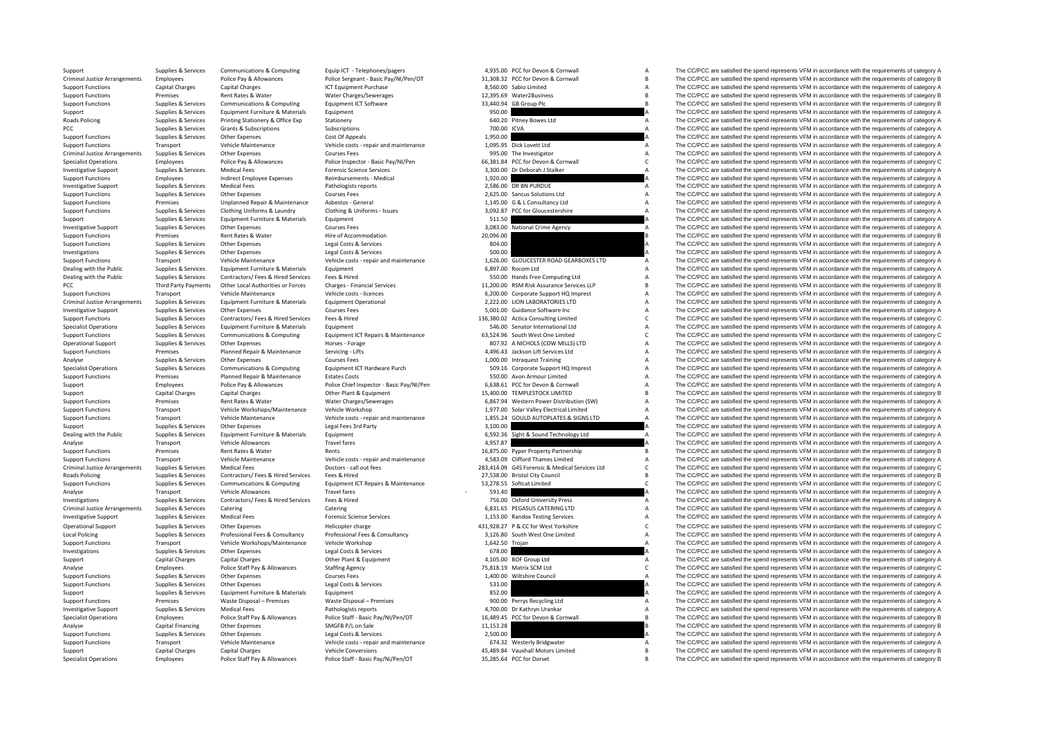| | | | | | | | |
|---|---|---|---|---|---|---|---|
| Support | Supplies & Services | Communications & Computing | Equip ICT - Telephones/pagers | 4,935.00 | PCC for Devon & Cornwall | A | The CC/PCC are satisfied the spend represents VFM in accordance with the requirements of category A |
| Criminal Justice Arrangements | Employees | Police Pay & Allowances | Police Sergeant - Basic Pay/NI/Pen/OT | 31,308.32 | PCC for Devon & Cornwall | B | The CC/PCC are satisfied the spend represents VFM in accordance with the requirements of category B |
| Support Functions | Capital Charges | Capital Charges | ICT Equipment Purchase | 8,560.00 | Sabio Limited | A | The CC/PCC are satisfied the spend represents VFM in accordance with the requirements of category A |
| Support Functions | Premises | Rent Rates & Water | Water Charges/Sewerages | 12,395.69 | Water2Business | B | The CC/PCC are satisfied the spend represents VFM in accordance with the requirements of category B |
| Support Functions | Supplies & Services | Communications & Computing | Equipment ICT Software | 33,440.94 | GB Group Plc | B | The CC/PCC are satisfied the spend represents VFM in accordance with the requirements of category B |
| Support | Supplies & Services | Equipment Furniture & Materials | Equipment | 950.00 | | A | The CC/PCC are satisfied the spend represents VFM in accordance with the requirements of category A |
| Roads Policing | Supplies & Services | Printing Stationery & Office Exp | Stationery | 640.20 | Pitney Bowes Ltd | A | The CC/PCC are satisfied the spend represents VFM in accordance with the requirements of category A |
| PCC | Supplies & Services | Grants & Subscriptions | Subscriptions | 700.00 | ICVA | A | The CC/PCC are satisfied the spend represents VFM in accordance with the requirements of category A |
| Support Functions | Supplies & Services | Other Expenses | Cost Of Appeals | 1,950.00 | | A | The CC/PCC are satisfied the spend represents VFM in accordance with the requirements of category A |
| Support Functions | Transport | Vehicle Maintenance | Vehicle costs - repair and maintenance | 1,095.95 | Dick Lovett Ltd | A | The CC/PCC are satisfied the spend represents VFM in accordance with the requirements of category A |
| Criminal Justice Arrangements | Supplies & Services | Other Expenses | Courses Fees | 995.00 | The Investigator | A | The CC/PCC are satisfied the spend represents VFM in accordance with the requirements of category A |
| Specialist Operations | Employees | Police Pay & Allowances | Police Inspector - Basic Pay/NI/Pen | 66,381.84 | PCC for Devon & Cornwall | C | The CC/PCC are satisfied the spend represents VFM in accordance with the requirements of category C |
| Investigative Support | Supplies & Services | Medical Fees | Forensic Science Services | 3,300.00 | Dr Deborah J Stalker | A | The CC/PCC are satisfied the spend represents VFM in accordance with the requirements of category A |
| Support Functions | Employees | Indirect Employee Expenses | Reimbursements - Medical | 1,920.00 | | A | The CC/PCC are satisfied the spend represents VFM in accordance with the requirements of category A |
| Investigative Support | Supplies & Services | Medical Fees | Pathologists reports | 2,586.00 | DR BN PURDUE | A | The CC/PCC are satisfied the spend represents VFM in accordance with the requirements of category A |
| Support Functions | Supplies & Services | Other Expenses | Courses Fees | 2,625.00 | Sancus Solutions Ltd | A | The CC/PCC are satisfied the spend represents VFM in accordance with the requirements of category A |
| Support Functions | Premises | Unplanned Repair & Maintenance | Asbestos - General | 1,145.00 | G & L Consultancy Ltd | A | The CC/PCC are satisfied the spend represents VFM in accordance with the requirements of category A |
| Support Functions | Supplies & Services | Clothing Uniforms & Laundry | Clothing & Uniforms - Issues | 3,092.87 | PCC for Gloucestershire | A | The CC/PCC are satisfied the spend represents VFM in accordance with the requirements of category A |
| Support | Supplies & Services | Equipment Furniture & Materials | Equipment | 511.50 | | A | The CC/PCC are satisfied the spend represents VFM in accordance with the requirements of category A |
| Investigative Support | Supplies & Services | Other Expenses | Courses Fees | 3,083.00 | National Crime Agency | A | The CC/PCC are satisfied the spend represents VFM in accordance with the requirements of category A |
| Support Functions | Premises | Rent Rates & Water | Hire of Accommodation | 20,096.00 | | B | The CC/PCC are satisfied the spend represents VFM in accordance with the requirements of category B |
| Support Functions | Supplies & Services | Other Expenses | Legal Costs & Services | 804.00 | | A | The CC/PCC are satisfied the spend represents VFM in accordance with the requirements of category A |
| Investigations | Supplies & Services | Other Expenses | Legal Costs & Services | 500.00 | | A | The CC/PCC are satisfied the spend represents VFM in accordance with the requirements of category A |
| Support Functions | Transport | Vehicle Maintenance | Vehicle costs - repair and maintenance | 1,626.00 | GLOUCESTER ROAD GEARBOXES LTD | A | The CC/PCC are satisfied the spend represents VFM in accordance with the requirements of category A |
| Dealing with the Public | Supplies & Services | Equipment Furniture & Materials | Equipment | 6,897.00 | Rocom Ltd | A | The CC/PCC are satisfied the spend represents VFM in accordance with the requirements of category A |
| Dealing with the Public | Supplies & Services | Contractors/ Fees & Hired Services | Fees & Hired | 550.00 | Hands Free Computing Ltd | A | The CC/PCC are satisfied the spend represents VFM in accordance with the requirements of category A |
| PCC | Third Party Payments | Other Local Authorities or Forces | Charges - Financial Services | 11,200.00 | RSM Risk Assurance Services LLP | B | The CC/PCC are satisfied the spend represents VFM in accordance with the requirements of category B |
| Support Functions | Transport | Vehicle Maintenance | Vehicle costs - licences | 6,200.00 | Corporate Support HQ Imprest | A | The CC/PCC are satisfied the spend represents VFM in accordance with the requirements of category A |
| Criminal Justice Arrangements | Supplies & Services | Equipment Furniture & Materials | Equipment Operational | 2,222.00 | LION LABORATORIES LTD | A | The CC/PCC are satisfied the spend represents VFM in accordance with the requirements of category A |
| Investigative Support | Supplies & Services | Other Expenses | Courses Fees | 5,001.00 | Guidance Software Inc | A | The CC/PCC are satisfied the spend represents VFM in accordance with the requirements of category A |
| Support Functions | Supplies & Services | Contractors/ Fees & Hired Services | Fees & Hired | 136,380.02 | Actica Consulting Limited | C | The CC/PCC are satisfied the spend represents VFM in accordance with the requirements of category C |
| Specialist Operations | Supplies & Services | Equipment Furniture & Materials | Equipment | 546.00 | Senator International Ltd | A | The CC/PCC are satisfied the spend represents VFM in accordance with the requirements of category A |
| Support Functions | Supplies & Services | Communications & Computing | Equipment ICT Repairs & Maintenance | 63,524.96 | South West One Limited | C | The CC/PCC are satisfied the spend represents VFM in accordance with the requirements of category C |
| Operational Support | Supplies & Services | Other Expenses | Horses - Forage | 807.92 | A NICHOLS (COW MILLS) LTD | A | The CC/PCC are satisfied the spend represents VFM in accordance with the requirements of category A |
| Support Functions | Premises | Planned Repair & Maintenance | Servicing - Lifts | 4,496.43 | Jackson Lift Services Ltd | A | The CC/PCC are satisfied the spend represents VFM in accordance with the requirements of category A |
| Analyse | Supplies & Services | Other Expenses | Courses Fees | 1,000.00 | Intraquest Training | A | The CC/PCC are satisfied the spend represents VFM in accordance with the requirements of category A |
| Specialist Operations | Supplies & Services | Communications & Computing | Equipment ICT Hardware Purch | 509.16 | Corporate Support HQ Imprest | A | The CC/PCC are satisfied the spend represents VFM in accordance with the requirements of category A |
| Support Functions | Premises | Planned Repair & Maintenance | Estates Costs | 550.00 | Avon Armour Limited | A | The CC/PCC are satisfied the spend represents VFM in accordance with the requirements of category A |
| Support | Employees | Police Pay & Allowances | Police Chief Inspector - Basic Pay/NI/Pen | 6,638.61 | PCC for Devon & Cornwall | A | The CC/PCC are satisfied the spend represents VFM in accordance with the requirements of category A |
| Support | Capital Charges | Capital Charges | Other Plant & Equipment | 15,400.00 | TEMPLESTOCK LIMITED | B | The CC/PCC are satisfied the spend represents VFM in accordance with the requirements of category B |
| Support Functions | Premises | Rent Rates & Water | Water Charges/Sewerages | 6,867.94 | Western Power Distribution (SW) | A | The CC/PCC are satisfied the spend represents VFM in accordance with the requirements of category A |
| Support Functions | Transport | Vehicle Workshops/Maintenance | Vehicle Workshop | 1,977.00 | Solar Valley Electrical Limited | A | The CC/PCC are satisfied the spend represents VFM in accordance with the requirements of category A |
| Support Functions | Transport | Vehicle Maintenance | Vehicle costs - repair and maintenance | 1,855.24 | GOULD AUTOPLATES & SIGNS LTD | A | The CC/PCC are satisfied the spend represents VFM in accordance with the requirements of category A |
| Support | Supplies & Services | Other Expenses | Legal Fees 3rd Party | 3,100.00 | | A | The CC/PCC are satisfied the spend represents VFM in accordance with the requirements of category A |
| Dealing with the Public | Supplies & Services | Equipment Furniture & Materials | Equipment | 6,592.36 | Sight & Sound Technology Ltd | A | The CC/PCC are satisfied the spend represents VFM in accordance with the requirements of category A |
| Analyse | Transport | Vehicle Allowances | Travel fares | 4,957.87 | | A | The CC/PCC are satisfied the spend represents VFM in accordance with the requirements of category A |
| Support Functions | Premises | Rent Rates & Water | Rents | 16,875.00 | Pyper Property Partnership | B | The CC/PCC are satisfied the spend represents VFM in accordance with the requirements of category B |
| Support Functions | Transport | Vehicle Maintenance | Vehicle costs - repair and maintenance | 4,583.09 | Clifford Thames Limited | A | The CC/PCC are satisfied the spend represents VFM in accordance with the requirements of category A |
| Criminal Justice Arrangements | Supplies & Services | Medical Fees | Doctors - call out fees | 283,414.09 | G4S Forensic & Medical Services Ltd | C | The CC/PCC are satisfied the spend represents VFM in accordance with the requirements of category C |
| Roads Policing | Supplies & Services | Contractors/ Fees & Hired Services | Fees & Hired | 27,538.00 | Bristol City Council | B | The CC/PCC are satisfied the spend represents VFM in accordance with the requirements of category B |
| Support Functions | Supplies & Services | Communications & Computing | Equipment ICT Repairs & Maintenance | 53,278.55 | Softcat Limited | C | The CC/PCC are satisfied the spend represents VFM in accordance with the requirements of category C |
| Analyse | Transport | Vehicle Allowances | Travel fares | - 591.40 | | A | The CC/PCC are satisfied the spend represents VFM in accordance with the requirements of category A |
| Investigations | Supplies & Services | Contractors/ Fees & Hired Services | Fees & Hired | 756.00 | Oxford University Press | A | The CC/PCC are satisfied the spend represents VFM in accordance with the requirements of category A |
| Criminal Justice Arrangements | Supplies & Services | Catering | Catering | 6,831.65 | PEGASUS CATERING LTD | A | The CC/PCC are satisfied the spend represents VFM in accordance with the requirements of category A |
| Investigative Support | Supplies & Services | Medical Fees | Forensic Science Services | 1,153.00 | Randox Testing Services | A | The CC/PCC are satisfied the spend represents VFM in accordance with the requirements of category A |
| Operational Support | Supplies & Services | Other Expenses | Helicopter charge | 431,928.27 | P & CC for West Yorkshire | C | The CC/PCC are satisfied the spend represents VFM in accordance with the requirements of category C |
| Local Policing | Supplies & Services | Professional Fees & Consultancy | Professional Fees & Consultancy | 3,126.80 | South West One Limited | A | The CC/PCC are satisfied the spend represents VFM in accordance with the requirements of category A |
| Support Functions | Transport | Vehicle Workshops/Maintenance | Vehicle Workshop | 1,642.50 | Trojan | A | The CC/PCC are satisfied the spend represents VFM in accordance with the requirements of category A |
| Investigations | Supplies & Services | Other Expenses | Legal Costs & Services | 678.00 | | A | The CC/PCC are satisfied the spend represents VFM in accordance with the requirements of category A |
| Support | Capital Charges | Capital Charges | Other Plant & Equipment | 4,105.00 | BOF Group Ltd | A | The CC/PCC are satisfied the spend represents VFM in accordance with the requirements of category A |
| Analyse | Employees | Police Staff Pay & Allowances | Staffing Agency | 75,818.19 | Matrix SCM Ltd | C | The CC/PCC are satisfied the spend represents VFM in accordance with the requirements of category C |
| Support Functions | Supplies & Services | Other Expenses | Courses Fees | 1,400.00 | Wiltshire Council | A | The CC/PCC are satisfied the spend represents VFM in accordance with the requirements of category A |
| Support Functions | Supplies & Services | Other Expenses | Legal Costs & Services | 531.00 | | A | The CC/PCC are satisfied the spend represents VFM in accordance with the requirements of category A |
| Support | Supplies & Services | Equipment Furniture & Materials | Equipment | 852.00 | | A | The CC/PCC are satisfied the spend represents VFM in accordance with the requirements of category A |
| Support Functions | Premises | Waste Disposal – Premises | Waste Disposal – Premises | 900.00 | Perrys Recycling Ltd | A | The CC/PCC are satisfied the spend represents VFM in accordance with the requirements of category A |
| Investigative Support | Supplies & Services | Medical Fees | Pathologists reports | 4,700.00 | Dr Kathryn Urankar | A | The CC/PCC are satisfied the spend represents VFM in accordance with the requirements of category A |
| Specialist Operations | Employees | Police Staff Pay & Allowances | Police Staff - Basic Pay/NI/Pen/OT | 16,489.45 | PCC for Devon & Cornwall | B | The CC/PCC are satisfied the spend represents VFM in accordance with the requirements of category B |
| Analyse | Capital Financing | Other Expenses | SMGFB P/L on Sale | 11,153.28 | | B | The CC/PCC are satisfied the spend represents VFM in accordance with the requirements of category B |
| Support Functions | Supplies & Services | Other Expenses | Legal Costs & Services | 2,500.00 | | A | The CC/PCC are satisfied the spend represents VFM in accordance with the requirements of category A |
| Support Functions | Transport | Vehicle Maintenance | Vehicle costs - repair and maintenance | 674.32 | Westerly Bridgwater | A | The CC/PCC are satisfied the spend represents VFM in accordance with the requirements of category A |
| Support | Capital Charges | Capital Charges | Vehicle Conversions | 45,489.84 | Vauxhall Motors Limited | B | The CC/PCC are satisfied the spend represents VFM in accordance with the requirements of category B |
| Specialist Operations | Employees | Police Staff Pay & Allowances | Police Staff - Basic Pay/NI/Pen/OT | 35,285.64 | PCC for Dorset | B | The CC/PCC are satisfied the spend represents VFM in accordance with the requirements of category B |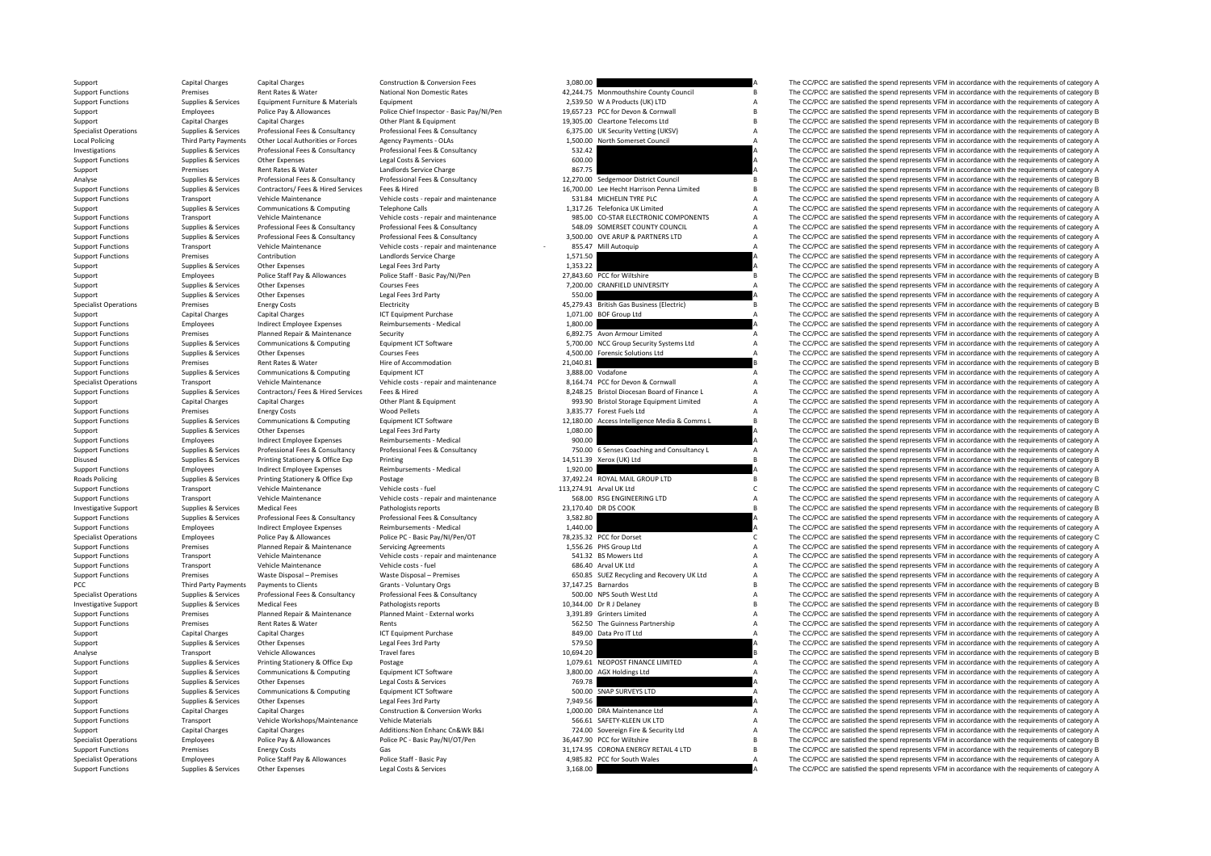| | | | | | | | |
|---|---|---|---|---|---|---|---|
| Support | Capital Charges | Capital Charges | Construction & Conversion Fees | 3,080.00 | | A | The CC/PCC are satisfied the spend represents VFM in accordance with the requirements of category A |
| Support Functions | Premises | Rent Rates & Water | National Non Domestic Rates | 42,244.75 | Monmouthshire County Council | B | The CC/PCC are satisfied the spend represents VFM in accordance with the requirements of category B |
| Support Functions | Supplies & Services | Equipment Furniture & Materials | Equipment | 2,539.50 | W A Products (UK) LTD | A | The CC/PCC are satisfied the spend represents VFM in accordance with the requirements of category A |
| Support | Employees | Police Pay & Allowances | Police Chief Inspector - Basic Pay/NI/Pen | 19,657.23 | PCC for Devon & Cornwall | B | The CC/PCC are satisfied the spend represents VFM in accordance with the requirements of category B |
| Support | Capital Charges | Capital Charges | Other Plant & Equipment | 19,305.00 | Cleartone Telecoms Ltd | B | The CC/PCC are satisfied the spend represents VFM in accordance with the requirements of category B |
| Specialist Operations | Supplies & Services | Professional Fees & Consultancy | Professional Fees & Consultancy | 6,375.00 | UK Security Vetting (UKSV) | A | The CC/PCC are satisfied the spend represents VFM in accordance with the requirements of category A |
| Local Policing | Third Party Payments | Other Local Authorities or Forces | Agency Payments - OLAs | 1,500.00 | North Somerset Council | A | The CC/PCC are satisfied the spend represents VFM in accordance with the requirements of category A |
| Investigations | Supplies & Services | Professional Fees & Consultancy | Professional Fees & Consultancy | 532.42 | | A | The CC/PCC are satisfied the spend represents VFM in accordance with the requirements of category A |
| Support Functions | Supplies & Services | Other Expenses | Legal Costs & Services | 600.00 | | A | The CC/PCC are satisfied the spend represents VFM in accordance with the requirements of category A |
| Support | Premises | Rent Rates & Water | Landlords Service Charge | 867.75 | | A | The CC/PCC are satisfied the spend represents VFM in accordance with the requirements of category A |
| Analyse | Supplies & Services | Professional Fees & Consultancy | Professional Fees & Consultancy | 12,270.00 | Sedgemoor District Council | B | The CC/PCC are satisfied the spend represents VFM in accordance with the requirements of category B |
| Support Functions | Supplies & Services | Contractors/ Fees & Hired Services | Fees & Hired | 16,700.00 | Lee Hecht Harrison Penna Limited | B | The CC/PCC are satisfied the spend represents VFM in accordance with the requirements of category B |
| Support Functions | Transport | Vehicle Maintenance | Vehicle costs - repair and maintenance | 531.84 | MICHELIN TYRE PLC | A | The CC/PCC are satisfied the spend represents VFM in accordance with the requirements of category A |
| Support | Supplies & Services | Communications & Computing | Telephone Calls | 1,317.26 | Telefonica UK Limited | A | The CC/PCC are satisfied the spend represents VFM in accordance with the requirements of category A |
| Support Functions | Transport | Vehicle Maintenance | Vehicle costs - repair and maintenance | 985.00 | CO-STAR ELECTRONIC COMPONENTS | A | The CC/PCC are satisfied the spend represents VFM in accordance with the requirements of category A |
| Support Functions | Supplies & Services | Professional Fees & Consultancy | Professional Fees & Consultancy | 548.09 | SOMERSET COUNTY COUNCIL | A | The CC/PCC are satisfied the spend represents VFM in accordance with the requirements of category A |
| Support Functions | Supplies & Services | Professional Fees & Consultancy | Professional Fees & Consultancy | 3,500.00 | OVE ARUP & PARTNERS LTD | A | The CC/PCC are satisfied the spend represents VFM in accordance with the requirements of category A |
| Support Functions | Transport | Vehicle Maintenance | Vehicle costs - repair and maintenance | - 855.47 | Mill Autoquip | A | The CC/PCC are satisfied the spend represents VFM in accordance with the requirements of category A |
| Support Functions | Premises | Contribution | Landlords Service Charge | 1,571.50 | | A | The CC/PCC are satisfied the spend represents VFM in accordance with the requirements of category A |
| Support | Supplies & Services | Other Expenses | Legal Fees 3rd Party | 1,353.22 | | A | The CC/PCC are satisfied the spend represents VFM in accordance with the requirements of category A |
| Support | Employees | Police Staff Pay & Allowances | Police Staff - Basic Pay/NI/Pen | 27,843.60 | PCC for Wiltshire | B | The CC/PCC are satisfied the spend represents VFM in accordance with the requirements of category B |
| Support | Supplies & Services | Other Expenses | Courses Fees | 7,200.00 | CRANFIELD UNIVERSITY | A | The CC/PCC are satisfied the spend represents VFM in accordance with the requirements of category A |
| Support | Supplies & Services | Other Expenses | Legal Fees 3rd Party | 550.00 | | A | The CC/PCC are satisfied the spend represents VFM in accordance with the requirements of category A |
| Specialist Operations | Premises | Energy Costs | Electricity | 45,279.43 | British Gas Business (Electric) | B | The CC/PCC are satisfied the spend represents VFM in accordance with the requirements of category B |
| Support | Capital Charges | Capital Charges | ICT Equipment Purchase | 1,071.00 | BOF Group Ltd | A | The CC/PCC are satisfied the spend represents VFM in accordance with the requirements of category A |
| Support Functions | Employees | Indirect Employee Expenses | Reimbursements - Medical | 1,800.00 | | A | The CC/PCC are satisfied the spend represents VFM in accordance with the requirements of category A |
| Support Functions | Premises | Planned Repair & Maintenance | Security | 6,892.75 | Avon Armour Limited | A | The CC/PCC are satisfied the spend represents VFM in accordance with the requirements of category A |
| Support Functions | Supplies & Services | Communications & Computing | Equipment ICT Software | 5,700.00 | NCC Group Security Systems Ltd | A | The CC/PCC are satisfied the spend represents VFM in accordance with the requirements of category A |
| Support Functions | Supplies & Services | Other Expenses | Courses Fees | 4,500.00 | Forensic Solutions Ltd | A | The CC/PCC are satisfied the spend represents VFM in accordance with the requirements of category A |
| Support Functions | Premises | Rent Rates & Water | Hire of Accommodation | 21,040.81 | | B | The CC/PCC are satisfied the spend represents VFM in accordance with the requirements of category B |
| Support Functions | Supplies & Services | Communications & Computing | Equipment ICT | 3,888.00 | Vodafone | A | The CC/PCC are satisfied the spend represents VFM in accordance with the requirements of category A |
| Specialist Operations | Transport | Vehicle Maintenance | Vehicle costs - repair and maintenance | 8,164.74 | PCC for Devon & Cornwall | A | The CC/PCC are satisfied the spend represents VFM in accordance with the requirements of category A |
| Support Functions | Supplies & Services | Contractors/ Fees & Hired Services | Fees & Hired | 8,248.25 | Bristol Diocesan Board of Finance L | A | The CC/PCC are satisfied the spend represents VFM in accordance with the requirements of category A |
| Support | Capital Charges | Capital Charges | Other Plant & Equipment | 993.90 | Bristol Storage Equipment Limited | A | The CC/PCC are satisfied the spend represents VFM in accordance with the requirements of category A |
| Support Functions | Premises | Energy Costs | Wood Pellets | 3,835.77 | Forest Fuels Ltd | A | The CC/PCC are satisfied the spend represents VFM in accordance with the requirements of category A |
| Support Functions | Supplies & Services | Communications & Computing | Equipment ICT Software | 12,180.00 | Access Intelligence Media & Comms L | B | The CC/PCC are satisfied the spend represents VFM in accordance with the requirements of category B |
| Support | Supplies & Services | Other Expenses | Legal Fees 3rd Party | 1,080.00 | | A | The CC/PCC are satisfied the spend represents VFM in accordance with the requirements of category A |
| Support Functions | Employees | Indirect Employee Expenses | Reimbursements - Medical | 900.00 | | A | The CC/PCC are satisfied the spend represents VFM in accordance with the requirements of category A |
| Support Functions | Supplies & Services | Professional Fees & Consultancy | Professional Fees & Consultancy | 750.00 | 6 Senses Coaching and Consultancy L | A | The CC/PCC are satisfied the spend represents VFM in accordance with the requirements of category A |
| Disused | Supplies & Services | Printing Stationery & Office Exp | Printing | 14,511.39 | Xerox (UK) Ltd | B | The CC/PCC are satisfied the spend represents VFM in accordance with the requirements of category B |
| Support Functions | Employees | Indirect Employee Expenses | Reimbursements - Medical | 1,920.00 | | A | The CC/PCC are satisfied the spend represents VFM in accordance with the requirements of category A |
| Roads Policing | Supplies & Services | Printing Stationery & Office Exp | Postage | 37,492.24 | ROYAL MAIL GROUP LTD | B | The CC/PCC are satisfied the spend represents VFM in accordance with the requirements of category B |
| Support Functions | Transport | Vehicle Maintenance | Vehicle costs - fuel | 113,274.91 | Arval UK Ltd | C | The CC/PCC are satisfied the spend represents VFM in accordance with the requirements of category C |
| Support Functions | Transport | Vehicle Maintenance | Vehicle costs - repair and maintenance | 568.00 | RSG ENGINEERING LTD | A | The CC/PCC are satisfied the spend represents VFM in accordance with the requirements of category A |
| Investigative Support | Supplies & Services | Medical Fees | Pathologists reports | 23,170.40 | DR DS COOK | B | The CC/PCC are satisfied the spend represents VFM in accordance with the requirements of category B |
| Support Functions | Supplies & Services | Professional Fees & Consultancy | Professional Fees & Consultancy | 3,582.80 | | A | The CC/PCC are satisfied the spend represents VFM in accordance with the requirements of category A |
| Support Functions | Employees | Indirect Employee Expenses | Reimbursements - Medical | 1,440.00 | | A | The CC/PCC are satisfied the spend represents VFM in accordance with the requirements of category A |
| Specialist Operations | Employees | Police Pay & Allowances | Police PC - Basic Pay/NI/Pen/OT | 78,235.32 | PCC for Dorset | C | The CC/PCC are satisfied the spend represents VFM in accordance with the requirements of category C |
| Support Functions | Premises | Planned Repair & Maintenance | Servicing Agreements | 1,556.26 | PHS Group Ltd | A | The CC/PCC are satisfied the spend represents VFM in accordance with the requirements of category A |
| Support Functions | Transport | Vehicle Maintenance | Vehicle costs - repair and maintenance | 541.32 | BS Mowers Ltd | A | The CC/PCC are satisfied the spend represents VFM in accordance with the requirements of category A |
| Support Functions | Transport | Vehicle Maintenance | Vehicle costs - fuel | 686.40 | Arval UK Ltd | A | The CC/PCC are satisfied the spend represents VFM in accordance with the requirements of category A |
| Support Functions | Premises | Waste Disposal – Premises | Waste Disposal – Premises | 650.85 | SUEZ Recycling and Recovery UK Ltd | A | The CC/PCC are satisfied the spend represents VFM in accordance with the requirements of category A |
| PCC | Third Party Payments | Payments to Clients | Grants - Voluntary Orgs | 37,147.25 | Barnardos | B | The CC/PCC are satisfied the spend represents VFM in accordance with the requirements of category B |
| Specialist Operations | Supplies & Services | Professional Fees & Consultancy | Professional Fees & Consultancy | 500.00 | NPS South West Ltd | A | The CC/PCC are satisfied the spend represents VFM in accordance with the requirements of category A |
| Investigative Support | Supplies & Services | Medical Fees | Pathologists reports | 10,344.00 | Dr R J Delaney | B | The CC/PCC are satisfied the spend represents VFM in accordance with the requirements of category B |
| Support Functions | Premises | Planned Repair & Maintenance | Planned Maint - External works | 3,391.89 | Grinters Limited | A | The CC/PCC are satisfied the spend represents VFM in accordance with the requirements of category A |
| Support Functions | Premises | Rent Rates & Water | Rents | 562.50 | The Guinness Partnership | A | The CC/PCC are satisfied the spend represents VFM in accordance with the requirements of category A |
| Support | Capital Charges | Capital Charges | ICT Equipment Purchase | 849.00 | Data Pro IT Ltd | A | The CC/PCC are satisfied the spend represents VFM in accordance with the requirements of category A |
| Support | Supplies & Services | Other Expenses | Legal Fees 3rd Party | 579.50 | | A | The CC/PCC are satisfied the spend represents VFM in accordance with the requirements of category A |
| Analyse | Transport | Vehicle Allowances | Travel fares | 10,694.20 | | B | The CC/PCC are satisfied the spend represents VFM in accordance with the requirements of category B |
| Support Functions | Supplies & Services | Printing Stationery & Office Exp | Postage | 1,079.61 | NEOPOST FINANCE LIMITED | A | The CC/PCC are satisfied the spend represents VFM in accordance with the requirements of category A |
| Support | Supplies & Services | Communications & Computing | Equipment ICT Software | 3,800.00 | AGX Holdings Ltd | A | The CC/PCC are satisfied the spend represents VFM in accordance with the requirements of category A |
| Support Functions | Supplies & Services | Other Expenses | Legal Costs & Services | 769.78 | | A | The CC/PCC are satisfied the spend represents VFM in accordance with the requirements of category A |
| Support Functions | Supplies & Services | Communications & Computing | Equipment ICT Software | 500.00 | SNAP SURVEYS LTD | A | The CC/PCC are satisfied the spend represents VFM in accordance with the requirements of category A |
| Support | Supplies & Services | Other Expenses | Legal Fees 3rd Party | 7,949.56 | | A | The CC/PCC are satisfied the spend represents VFM in accordance with the requirements of category A |
| Support Functions | Capital Charges | Capital Charges | Construction & Conversion Works | 1,000.00 | DRA Maintenance Ltd | A | The CC/PCC are satisfied the spend represents VFM in accordance with the requirements of category A |
| Support Functions | Transport | Vehicle Workshops/Maintenance | Vehicle Materials | 566.61 | SAFETY-KLEEN UK LTD | A | The CC/PCC are satisfied the spend represents VFM in accordance with the requirements of category A |
| Support | Capital Charges | Capital Charges | Additions:Non Enhanc Cn&Wk B&I | 724.00 | Sovereign Fire & Security Ltd | A | The CC/PCC are satisfied the spend represents VFM in accordance with the requirements of category A |
| Specialist Operations | Employees | Police Pay & Allowances | Police PC - Basic Pay/NI/OT/Pen | 36,447.90 | PCC for Wiltshire | B | The CC/PCC are satisfied the spend represents VFM in accordance with the requirements of category B |
| Support Functions | Premises | Energy Costs | Gas | 31,174.95 | CORONA ENERGY RETAIL 4 LTD | B | The CC/PCC are satisfied the spend represents VFM in accordance with the requirements of category B |
| Specialist Operations | Employees | Police Staff Pay & Allowances | Police Staff - Basic Pay | 4,985.82 | PCC for South Wales | A | The CC/PCC are satisfied the spend represents VFM in accordance with the requirements of category A |
| Support Functions | Supplies & Services | Other Expenses | Legal Costs & Services | 3,168.00 | | A | The CC/PCC are satisfied the spend represents VFM in accordance with the requirements of category A |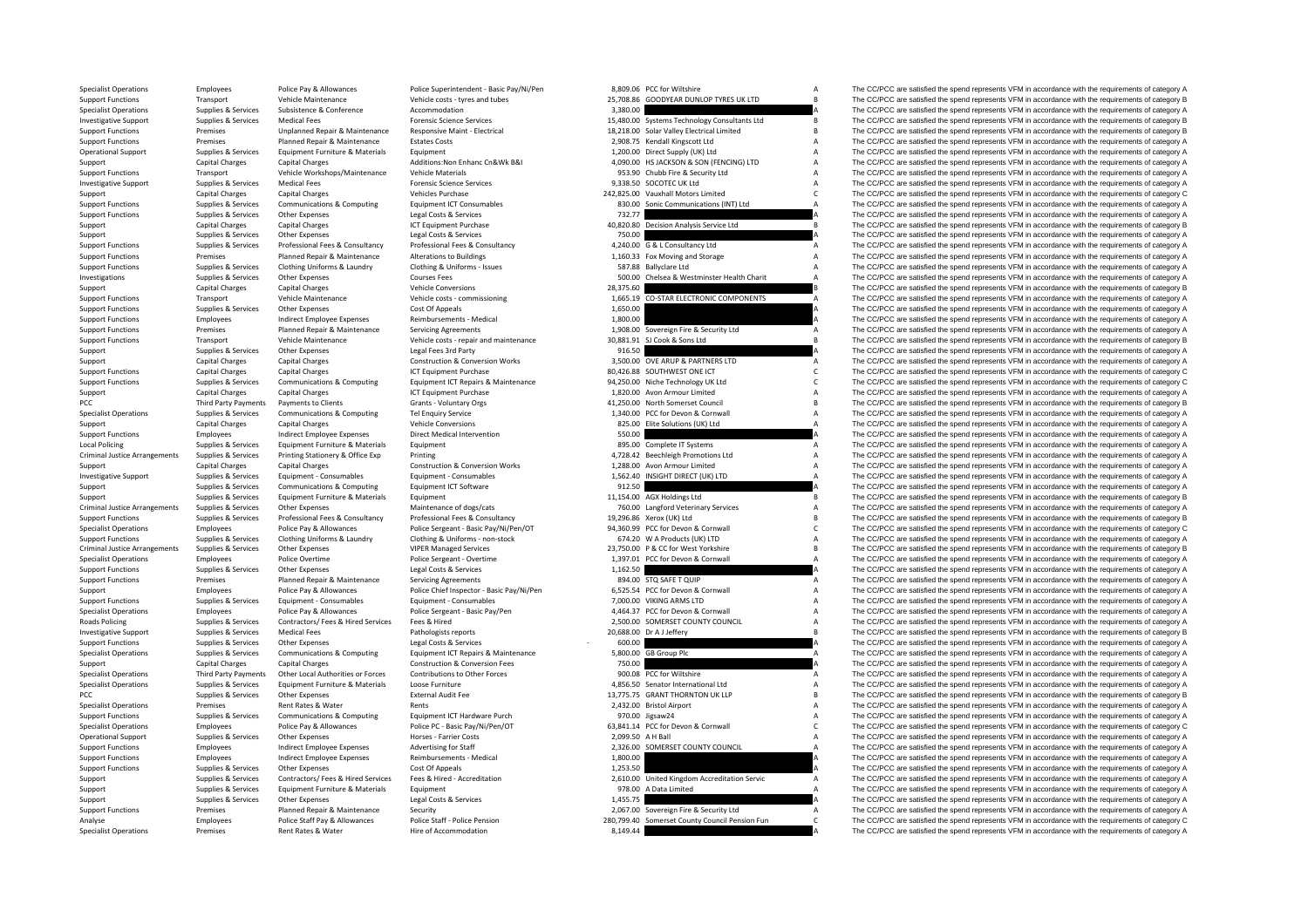| | | | | | | | |
|---|---|---|---|---|---|---|---|
| Specialist Operations | Employees | Police Pay & Allowances | Police Superintendent - Basic Pay/Ni/Pen | 8,809.06 | PCC for Wiltshire | A | The CC/PCC are satisfied the spend represents VFM in accordance with the requirements of category A |
| Support Functions | Transport | Vehicle Maintenance | Vehicle costs - tyres and tubes | 25,708.86 | GOODYEAR DUNLOP TYRES UK LTD | B | The CC/PCC are satisfied the spend represents VFM in accordance with the requirements of category B |
| Specialist Operations | Supplies & Services | Subsistence & Conference | Accommodation | 3,380.00 | | A | The CC/PCC are satisfied the spend represents VFM in accordance with the requirements of category A |
| Investigative Support | Supplies & Services | Medical Fees | Forensic Science Services | 15,480.00 | Systems Technology Consultants Ltd | B | The CC/PCC are satisfied the spend represents VFM in accordance with the requirements of category B |
| Support Functions | Premises | Unplanned Repair & Maintenance | Responsive Maint - Electrical | 18,218.00 | Solar Valley Electrical Limited | B | The CC/PCC are satisfied the spend represents VFM in accordance with the requirements of category B |
| Support Functions | Premises | Planned Repair & Maintenance | Estates Costs | 2,908.75 | Kendall Kingscott Ltd | A | The CC/PCC are satisfied the spend represents VFM in accordance with the requirements of category A |
| Operational Support | Supplies & Services | Equipment Furniture & Materials | Equipment | 1,200.00 | Direct Supply (UK) Ltd | A | The CC/PCC are satisfied the spend represents VFM in accordance with the requirements of category A |
| Support | Capital Charges | Capital Charges | Additions:Non Enhanc Cn&Wk B&I | 4,090.00 | HS JACKSON & SON (FENCING) LTD | A | The CC/PCC are satisfied the spend represents VFM in accordance with the requirements of category A |
| Support Functions | Transport | Vehicle Workshops/Maintenance | Vehicle Materials | 953.90 | Chubb Fire & Security Ltd | A | The CC/PCC are satisfied the spend represents VFM in accordance with the requirements of category A |
| Investigative Support | Supplies & Services | Medical Fees | Forensic Science Services | 9,338.50 | SOCOTEC UK Ltd | A | The CC/PCC are satisfied the spend represents VFM in accordance with the requirements of category A |
| Support | Capital Charges | Capital Charges | Vehicles Purchase | 242,825.00 | Vauxhall Motors Limited | C | The CC/PCC are satisfied the spend represents VFM in accordance with the requirements of category C |
| Support Functions | Supplies & Services | Communications & Computing | Equipment ICT Consumables | 830.00 | Sonic Communications (INT) Ltd | A | The CC/PCC are satisfied the spend represents VFM in accordance with the requirements of category A |
| Support Functions | Supplies & Services | Other Expenses | Legal Costs & Services | 732.77 | | A | The CC/PCC are satisfied the spend represents VFM in accordance with the requirements of category A |
| Support | Capital Charges | Capital Charges | ICT Equipment Purchase | 40,820.80 | Decision Analysis Service Ltd | B | The CC/PCC are satisfied the spend represents VFM in accordance with the requirements of category B |
| Support | Supplies & Services | Other Expenses | Legal Costs & Services | 750.00 | | A | The CC/PCC are satisfied the spend represents VFM in accordance with the requirements of category A |
| Support Functions | Supplies & Services | Professional Fees & Consultancy | Professional Fees & Consultancy | 4,240.00 | G & L Consultancy Ltd | A | The CC/PCC are satisfied the spend represents VFM in accordance with the requirements of category A |
| Support Functions | Premises | Planned Repair & Maintenance | Alterations to Buildings | 1,160.33 | Fox Moving and Storage | A | The CC/PCC are satisfied the spend represents VFM in accordance with the requirements of category A |
| Support Functions | Supplies & Services | Clothing Uniforms & Laundry | Clothing & Uniforms - Issues | 587.88 | Ballyclare Ltd | A | The CC/PCC are satisfied the spend represents VFM in accordance with the requirements of category A |
| Investigations | Supplies & Services | Other Expenses | Courses Fees | 500.00 | Chelsea & Westminster Health Charit | A | The CC/PCC are satisfied the spend represents VFM in accordance with the requirements of category A |
| Support | Capital Charges | Capital Charges | Vehicle Conversions | 28,375.60 | | B | The CC/PCC are satisfied the spend represents VFM in accordance with the requirements of category B |
| Support Functions | Transport | Vehicle Maintenance | Vehicle costs - commissioning | 1,665.19 | CO-STAR ELECTRONIC COMPONENTS | A | The CC/PCC are satisfied the spend represents VFM in accordance with the requirements of category A |
| Support Functions | Supplies & Services | Other Expenses | Cost Of Appeals | 1,650.00 | | A | The CC/PCC are satisfied the spend represents VFM in accordance with the requirements of category A |
| Support Functions | Employees | Indirect Employee Expenses | Reimbursements - Medical | 1,800.00 | | A | The CC/PCC are satisfied the spend represents VFM in accordance with the requirements of category A |
| Support Functions | Premises | Planned Repair & Maintenance | Servicing Agreements | 1,908.00 | Sovereign Fire & Security Ltd | A | The CC/PCC are satisfied the spend represents VFM in accordance with the requirements of category A |
| Support Functions | Transport | Vehicle Maintenance | Vehicle costs - repair and maintenance | 30,881.91 | SJ Cook & Sons Ltd | B | The CC/PCC are satisfied the spend represents VFM in accordance with the requirements of category B |
| Support | Supplies & Services | Other Expenses | Legal Fees 3rd Party | 916.50 | | A | The CC/PCC are satisfied the spend represents VFM in accordance with the requirements of category A |
| Support | Capital Charges | Capital Charges | Construction & Conversion Works | 3,500.00 | OVE ARUP & PARTNERS LTD | A | The CC/PCC are satisfied the spend represents VFM in accordance with the requirements of category A |
| Support Functions | Capital Charges | Capital Charges | ICT Equipment Purchase | 80,426.88 | SOUTHWEST ONE ICT | C | The CC/PCC are satisfied the spend represents VFM in accordance with the requirements of category C |
| Support Functions | Supplies & Services | Communications & Computing | Equipment ICT Repairs & Maintenance | 94,250.00 | Niche Technology UK Ltd | C | The CC/PCC are satisfied the spend represents VFM in accordance with the requirements of category C |
| Support | Capital Charges | Capital Charges | ICT Equipment Purchase | 1,820.00 | Avon Armour Limited | A | The CC/PCC are satisfied the spend represents VFM in accordance with the requirements of category A |
| PCC | Third Party Payments | Payments to Clients | Grants - Voluntary Orgs | 41,250.00 | North Somerset Council | B | The CC/PCC are satisfied the spend represents VFM in accordance with the requirements of category B |
| Specialist Operations | Supplies & Services | Communications & Computing | Tel Enquiry Service | 1,340.00 | PCC for Devon & Cornwall | A | The CC/PCC are satisfied the spend represents VFM in accordance with the requirements of category A |
| Support | Capital Charges | Capital Charges | Vehicle Conversions | 825.00 | Elite Solutions (UK) Ltd | A | The CC/PCC are satisfied the spend represents VFM in accordance with the requirements of category A |
| Support Functions | Employees | Indirect Employee Expenses | Direct Medical Intervention | 550.00 | | A | The CC/PCC are satisfied the spend represents VFM in accordance with the requirements of category A |
| Local Policing | Supplies & Services | Equipment Furniture & Materials | Equipment | 895.00 | Complete IT Systems | A | The CC/PCC are satisfied the spend represents VFM in accordance with the requirements of category A |
| Criminal Justice Arrangements | Supplies & Services | Printing Stationery & Office Exp | Printing | 4,728.42 | Beechleigh Promotions Ltd | A | The CC/PCC are satisfied the spend represents VFM in accordance with the requirements of category A |
| Support | Capital Charges | Capital Charges | Construction & Conversion Works | 1,288.00 | Avon Armour Limited | A | The CC/PCC are satisfied the spend represents VFM in accordance with the requirements of category A |
| Investigative Support | Supplies & Services | Equipment - Consumables | Equipment - Consumables | 1,562.40 | INSIGHT DIRECT (UK) LTD | A | The CC/PCC are satisfied the spend represents VFM in accordance with the requirements of category A |
| Support | Supplies & Services | Communications & Computing | Equipment ICT Software | 912.50 | | A | The CC/PCC are satisfied the spend represents VFM in accordance with the requirements of category A |
| Support | Supplies & Services | Equipment Furniture & Materials | Equipment | 11,154.00 | AGX Holdings Ltd | B | The CC/PCC are satisfied the spend represents VFM in accordance with the requirements of category B |
| Criminal Justice Arrangements | Supplies & Services | Other Expenses | Maintenance of dogs/cats | 760.00 | Langford Veterinary Services | A | The CC/PCC are satisfied the spend represents VFM in accordance with the requirements of category A |
| Support Functions | Supplies & Services | Professional Fees & Consultancy | Professional Fees & Consultancy | 19,296.86 | Xerox (UK) Ltd | B | The CC/PCC are satisfied the spend represents VFM in accordance with the requirements of category B |
| Specialist Operations | Employees | Police Pay & Allowances | Police Sergeant - Basic Pay/Ni/Pen/OT | 94,360.99 | PCC for Devon & Cornwall | C | The CC/PCC are satisfied the spend represents VFM in accordance with the requirements of category C |
| Support Functions | Supplies & Services | Clothing Uniforms & Laundry | Clothing & Uniforms - non-stock | 674.20 | W A Products (UK) LTD | A | The CC/PCC are satisfied the spend represents VFM in accordance with the requirements of category A |
| Criminal Justice Arrangements | Supplies & Services | Other Expenses | VIPER Managed Services | 23,750.00 | P & CC for West Yorkshire | B | The CC/PCC are satisfied the spend represents VFM in accordance with the requirements of category B |
| Specialist Operations | Employees | Police Overtime | Police Sergeant - Overtime | 1,397.01 | PCC for Devon & Cornwall | A | The CC/PCC are satisfied the spend represents VFM in accordance with the requirements of category A |
| Support Functions | Supplies & Services | Other Expenses | Legal Costs & Services | 1,162.50 | | A | The CC/PCC are satisfied the spend represents VFM in accordance with the requirements of category A |
| Support Functions | Premises | Planned Repair & Maintenance | Servicing Agreements | 894.00 | STQ SAFE T QUIP | A | The CC/PCC are satisfied the spend represents VFM in accordance with the requirements of category A |
| Support | Employees | Police Pay & Allowances | Police Chief Inspector - Basic Pay/Ni/Pen | 6,525.54 | PCC for Devon & Cornwall | A | The CC/PCC are satisfied the spend represents VFM in accordance with the requirements of category A |
| Support Functions | Supplies & Services | Equipment - Consumables | Equipment - Consumables | 7,000.00 | VIKING ARMS LTD | A | The CC/PCC are satisfied the spend represents VFM in accordance with the requirements of category A |
| Specialist Operations | Employees | Police Pay & Allowances | Police Sergeant - Basic Pay/Pen | 4,464.37 | PCC for Devon & Cornwall | A | The CC/PCC are satisfied the spend represents VFM in accordance with the requirements of category A |
| Roads Policing | Supplies & Services | Contractors/ Fees & Hired Services | Fees & Hired | 2,500.00 | SOMERSET COUNTY COUNCIL | A | The CC/PCC are satisfied the spend represents VFM in accordance with the requirements of category A |
| Investigative Support | Supplies & Services | Medical Fees | Pathologists reports | 20,688.00 | Dr A J Jeffery | B | The CC/PCC are satisfied the spend represents VFM in accordance with the requirements of category B |
| Support Functions | Supplies & Services | Other Expenses | Legal Costs & Services | - 600.00 | | A | The CC/PCC are satisfied the spend represents VFM in accordance with the requirements of category A |
| Specialist Operations | Supplies & Services | Communications & Computing | Equipment ICT Repairs & Maintenance | 5,800.00 | GB Group Plc | A | The CC/PCC are satisfied the spend represents VFM in accordance with the requirements of category A |
| Support | Capital Charges | Capital Charges | Construction & Conversion Fees | 750.00 | | A | The CC/PCC are satisfied the spend represents VFM in accordance with the requirements of category A |
| Specialist Operations | Third Party Payments | Other Local Authorities or Forces | Contributions to Other Forces | 900.08 | PCC for Wiltshire | A | The CC/PCC are satisfied the spend represents VFM in accordance with the requirements of category A |
| Specialist Operations | Supplies & Services | Equipment Furniture & Materials | Loose Furniture | 4,856.50 | Senator International Ltd | A | The CC/PCC are satisfied the spend represents VFM in accordance with the requirements of category A |
| PCC | Supplies & Services | Other Expenses | External Audit Fee | 13,775.75 | GRANT THORNTON UK LLP | B | The CC/PCC are satisfied the spend represents VFM in accordance with the requirements of category B |
| Specialist Operations | Premises | Rent Rates & Water | Rents | 2,432.00 | Bristol Airport | A | The CC/PCC are satisfied the spend represents VFM in accordance with the requirements of category A |
| Support Functions | Supplies & Services | Communications & Computing | Equipment ICT Hardware Purch | 970.00 | Jigsaw24 | A | The CC/PCC are satisfied the spend represents VFM in accordance with the requirements of category A |
| Specialist Operations | Employees | Police Pay & Allowances | Police PC - Basic Pay/Ni/Pen/OT | 63,841.14 | PCC for Devon & Cornwall | C | The CC/PCC are satisfied the spend represents VFM in accordance with the requirements of category C |
| Operational Support | Supplies & Services | Other Expenses | Horses - Farrier Costs | 2,099.50 | A H Ball | A | The CC/PCC are satisfied the spend represents VFM in accordance with the requirements of category A |
| Support Functions | Employees | Indirect Employee Expenses | Advertising for Staff | 2,326.00 | SOMERSET COUNTY COUNCIL | A | The CC/PCC are satisfied the spend represents VFM in accordance with the requirements of category A |
| Support Functions | Employees | Indirect Employee Expenses | Reimbursements - Medical | 1,800.00 | | A | The CC/PCC are satisfied the spend represents VFM in accordance with the requirements of category A |
| Support Functions | Supplies & Services | Other Expenses | Cost Of Appeals | 1,253.50 | | A | The CC/PCC are satisfied the spend represents VFM in accordance with the requirements of category A |
| Support | Supplies & Services | Contractors/ Fees & Hired Services | Fees & Hired - Accreditation | 2,610.00 | United Kingdom Accreditation Servic | A | The CC/PCC are satisfied the spend represents VFM in accordance with the requirements of category A |
| Support | Supplies & Services | Equipment Furniture & Materials | Equipment | 978.00 | A Data Limited | A | The CC/PCC are satisfied the spend represents VFM in accordance with the requirements of category A |
| Support | Supplies & Services | Other Expenses | Legal Costs & Services | 1,455.75 | | A | The CC/PCC are satisfied the spend represents VFM in accordance with the requirements of category A |
| Support Functions | Premises | Planned Repair & Maintenance | Security | 2,067.00 | Sovereign Fire & Security Ltd | A | The CC/PCC are satisfied the spend represents VFM in accordance with the requirements of category A |
| Analyse | Employees | Police Staff Pay & Allowances | Police Staff - Police Pension | 280,799.40 | Somerset County Council Pension Fun | C | The CC/PCC are satisfied the spend represents VFM in accordance with the requirements of category C |
| Specialist Operations | Premises | Rent Rates & Water | Hire of Accommodation | 8,149.44 | | A | The CC/PCC are satisfied the spend represents VFM in accordance with the requirements of category A |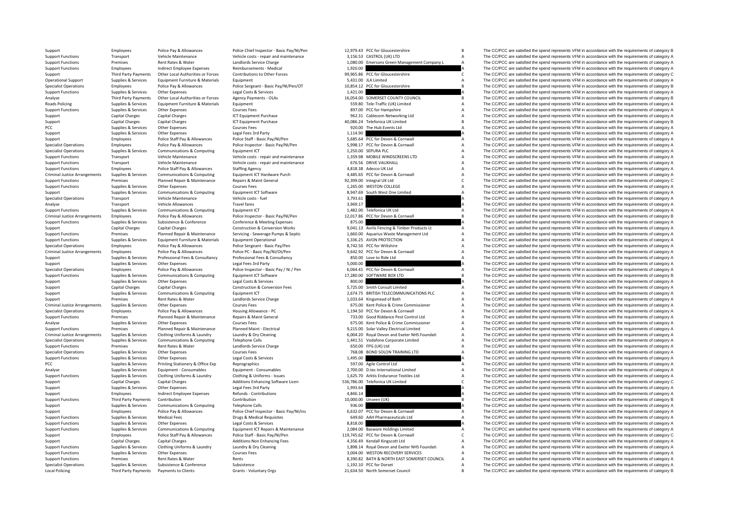| | | | | | | | |
|---|---|---|---|---|---|---|---|
| Support | Employees | Police Pay & Allowances | Police Chief Inspector - Basic Pay/NI/Pen | 12,979.43 | PCC for Gloucestershire | B | The CC/PCC are satisfied the spend represents VFM in accordance with the requirements of category B |
| Support Functions | Transport | Vehicle Maintenance | Vehicle costs - repair and maintenance | 3,156.53 | CASTROL (UK) LTD | A | The CC/PCC are satisfied the spend represents VFM in accordance with the requirements of category A |
| Support Functions | Premises | Rent Rates & Water | Landlords Service Charge | 1,080.00 | Emersons Green Management Company L | A | The CC/PCC are satisfied the spend represents VFM in accordance with the requirements of category A |
| Support Functions | Employees | Indirect Employee Expenses | Reimbursements - Medical | 1,920.00 | | A | The CC/PCC are satisfied the spend represents VFM in accordance with the requirements of category A |
| Support | Third Party Payments | Other Local Authorities or Forces | Contributions to Other Forces | 99,965.86 | PCC for Gloucestershire | C | The CC/PCC are satisfied the spend represents VFM in accordance with the requirements of category C |
| Operational Support | Supplies & Services | Equipment Furniture & Materials | Equipment | 5,431.00 | JLA Limited | A | The CC/PCC are satisfied the spend represents VFM in accordance with the requirements of category A |
| Specialist Operations | Employees | Police Pay & Allowances | Police Sergeant - Basic Pay/NI/Pen/OT | 10,854.12 | PCC for Gloucestershire | B | The CC/PCC are satisfied the spend represents VFM in accordance with the requirements of category B |
| Support Functions | Supplies & Services | Other Expenses | Legal Costs & Services | 1,421.00 | | A | The CC/PCC are satisfied the spend represents VFM in accordance with the requirements of category A |
| Analyse | Third Party Payments | Other Local Authorities or Forces | Agency Payments - OLAs | 16,054.00 | SOMERSET COUNTY COUNCIL | B | The CC/PCC are satisfied the spend represents VFM in accordance with the requirements of category B |
| Roads Policing | Supplies & Services | Equipment Furniture & Materials | Equipment | 559.80 | Tele-Traffic (UK) Limited | A | The CC/PCC are satisfied the spend represents VFM in accordance with the requirements of category A |
| Support Functions | Supplies & Services | Other Expenses | Courses Fees | 897.00 | PCC for Hampshire | A | The CC/PCC are satisfied the spend represents VFM in accordance with the requirements of category A |
| Support | Capital Charges | Capital Charges | ICT Equipment Purchase | 962.31 | Cablecom Networking Ltd | A | The CC/PCC are satisfied the spend represents VFM in accordance with the requirements of category A |
| Support | Capital Charges | Capital Charges | ICT Equipment Purchase | 40,086.24 | Telefonica UK Limited | B | The CC/PCC are satisfied the spend represents VFM in accordance with the requirements of category B |
| PCC | Supplies & Services | Other Expenses | Courses Fees | 920.00 | The Hub Events Ltd | A | The CC/PCC are satisfied the spend represents VFM in accordance with the requirements of category A |
| Support | Supplies & Services | Other Expenses | Legal Fees 3rd Party | 1,114.90 | | A | The CC/PCC are satisfied the spend represents VFM in accordance with the requirements of category A |
| Support | Employees | Police Staff Pay & Allowances | Police Staff - Basic Pay/NI/Pen | 5,685.64 | PCC for Devon & Cornwall | A | The CC/PCC are satisfied the spend represents VFM in accordance with the requirements of category A |
| Specialist Operations | Employees | Police Pay & Allowances | Police Inspector - Basic Pay/NI/Pen | 5,998.17 | PCC for Devon & Cornwall | A | The CC/PCC are satisfied the spend represents VFM in accordance with the requirements of category A |
| Specialist Operations | Supplies & Services | Communications & Computing | Equipment ICT | 1,250.00 | SEPURA PLC | A | The CC/PCC are satisfied the spend represents VFM in accordance with the requirements of category A |
| Support Functions | Transport | Vehicle Maintenance | Vehicle costs - repair and maintenance | 1,359.98 | MOBILE WINDSCREENS LTD | A | The CC/PCC are satisfied the spend represents VFM in accordance with the requirements of category A |
| Support Functions | Transport | Vehicle Maintenance | Vehicle costs - repair and maintenance | 676.56 | DRIVE VAUXHALL | A | The CC/PCC are satisfied the spend represents VFM in accordance with the requirements of category A |
| Support Functions | Employees | Police Staff Pay & Allowances | Staffing Agency | 4,818.38 | Adecco UK Ltd | A | The CC/PCC are satisfied the spend represents VFM in accordance with the requirements of category A |
| Criminal Justice Arrangements | Supplies & Services | Communications & Computing | Equipment ICT Hardware Purch | 4,485.65 | PCC for Devon & Cornwall | A | The CC/PCC are satisfied the spend represents VFM in accordance with the requirements of category A |
| Support Functions | Premises | Planned Repair & Maintenance | Repairs & Maint General | 92,399.00 | Integral UK Ltd | C | The CC/PCC are satisfied the spend represents VFM in accordance with the requirements of category C |
| Support Functions | Supplies & Services | Other Expenses | Courses Fees | 1,265.00 | WESTON COLLEGE | A | The CC/PCC are satisfied the spend represents VFM in accordance with the requirements of category A |
| Support | Supplies & Services | Communications & Computing | Equipment ICT Software | 8,947.69 | South West One Limited | A | The CC/PCC are satisfied the spend represents VFM in accordance with the requirements of category A |
| Specialist Operations | Transport | Vehicle Maintenance | Vehicle costs - fuel | 3,793.61 | | A | The CC/PCC are satisfied the spend represents VFM in accordance with the requirements of category A |
| Analyse | Transport | Vehicle Allowances | Travel fares | 3,969.17 | | A | The CC/PCC are satisfied the spend represents VFM in accordance with the requirements of category A |
| Support Functions | Supplies & Services | Communications & Computing | Equipment ICT | 1,482.00 | Telefonica UK Ltd | A | The CC/PCC are satisfied the spend represents VFM in accordance with the requirements of category A |
| Criminal Justice Arrangements | Employees | Police Pay & Allowances | Police Inspector - Basic Pay/NI/Pen | 12,017.86 | PCC for Devon & Cornwall | B | The CC/PCC are satisfied the spend represents VFM in accordance with the requirements of category B |
| Support Functions | Supplies & Services | Subsistence & Conference | Conference & Meeting Expenses | 875.00 | | A | The CC/PCC are satisfied the spend represents VFM in accordance with the requirements of category A |
| Support | Capital Charges | Capital Charges | Construction & Conversion Works | 9,041.13 | Avrils Fencing & Timber Products Lt | A | The CC/PCC are satisfied the spend represents VFM in accordance with the requirements of category A |
| Support Functions | Premises | Planned Repair & Maintenance | Servicing - Sewerage Pumps & Septic | 1,660.00 | Aquarius Waste Management Ltd | A | The CC/PCC are satisfied the spend represents VFM in accordance with the requirements of category A |
| Support Functions | Supplies & Services | Equipment Furniture & Materials | Equipment Operational | 5,336.25 | AVON PROTECTION | A | The CC/PCC are satisfied the spend represents VFM in accordance with the requirements of category A |
| Specialist Operations | Employees | Police Pay & Allowances | Police Sergeant - Basic Pay/Pen | 8,742.50 | PCC for Wiltshire | A | The CC/PCC are satisfied the spend represents VFM in accordance with the requirements of category A |
| Criminal Justice Arrangements | Employees | Police Pay & Allowances | Police PC - Basic Pay/NI/Ot/Pen | 9,642.92 | PCC for Devon & Cornwall | A | The CC/PCC are satisfied the spend represents VFM in accordance with the requirements of category A |
| Support | Supplies & Services | Professional Fees & Consultancy | Professional Fees & Consultancy | 850.00 | Love to Ride Ltd | A | The CC/PCC are satisfied the spend represents VFM in accordance with the requirements of category A |
| Support | Supplies & Services | Other Expenses | Legal Fees 3rd Party | 5,000.00 | | A | The CC/PCC are satisfied the spend represents VFM in accordance with the requirements of category A |
| Specialist Operations | Employees | Police Pay & Allowances | Police Inspector - Basic Pay / Ni / Pen | 6,064.41 | PCC for Devon & Cornwall | A | The CC/PCC are satisfied the spend represents VFM in accordance with the requirements of category A |
| Support Functions | Supplies & Services | Communications & Computing | Equipment ICT Software | 17,280.00 | SOFTWARE BOX LTD | B | The CC/PCC are satisfied the spend represents VFM in accordance with the requirements of category B |
| Support | Supplies & Services | Other Expenses | Legal Costs & Services | 800.00 | | A | The CC/PCC are satisfied the spend represents VFM in accordance with the requirements of category A |
| Support | Capital Charges | Capital Charges | Construction & Conversion Fees | 5,725.00 | Smith Consult Limited | A | The CC/PCC are satisfied the spend represents VFM in accordance with the requirements of category A |
| Support | Supplies & Services | Communications & Computing | Equipment ICT | 2,674.75 | BRITISH TELECOMMUNICATIONS PLC | A | The CC/PCC are satisfied the spend represents VFM in accordance with the requirements of category A |
| Support | Premises | Rent Rates & Water | Landlords Service Charge | 1,033.64 | Kingsmead of Bath | A | The CC/PCC are satisfied the spend represents VFM in accordance with the requirements of category A |
| Criminal Justice Arrangements | Supplies & Services | Other Expenses | Courses Fees | 675.00 | Kent Police & Crime Commissioner | A | The CC/PCC are satisfied the spend represents VFM in accordance with the requirements of category A |
| Specialist Operations | Employees | Police Pay & Allowances | Housing Allowance - PC | 1,194.50 | PCC for Devon & Cornwall | A | The CC/PCC are satisfied the spend represents VFM in accordance with the requirements of category A |
| Support Functions | Premises | Planned Repair & Maintenance | Repairs & Maint General | 733.00 | Good Riddance Pest Control Ltd | A | The CC/PCC are satisfied the spend represents VFM in accordance with the requirements of category A |
| Analyse | Supplies & Services | Other Expenses | Courses Fees | 675.00 | Kent Police & Crime Commissioner | A | The CC/PCC are satisfied the spend represents VFM in accordance with the requirements of category A |
| Support Functions | Premises | Planned Repair & Maintenance | Planned Maint - Electrical | 9,215.00 | Solar Valley Electrical Limited | A | The CC/PCC are satisfied the spend represents VFM in accordance with the requirements of category A |
| Criminal Justice Arrangements | Supplies & Services | Clothing Uniforms & Laundry | Laundry & Dry Cleaning | 6,004.20 | Royal Devon and Exeter NHS Foundati | A | The CC/PCC are satisfied the spend represents VFM in accordance with the requirements of category A |
| Specialist Operations | Supplies & Services | Communications & Computing | Telephone Calls | 1,441.51 | Vodafone Corporate Limited | A | The CC/PCC are satisfied the spend represents VFM in accordance with the requirements of category A |
| Support Functions | Premises | Rent Rates & Water | Landlords Service Charge | 650.00 | FPG (UK) Ltd | A | The CC/PCC are satisfied the spend represents VFM in accordance with the requirements of category A |
| Specialist Operations | Supplies & Services | Other Expenses | Courses Fees | 768.08 | BOND SOLON TRAINING LTD | A | The CC/PCC are satisfied the spend represents VFM in accordance with the requirements of category A |
| Support Functions | Supplies & Services | Other Expenses | Legal Costs & Services | 1,495.00 | | A | The CC/PCC are satisfied the spend represents VFM in accordance with the requirements of category A |
| PCC | Supplies & Services | Printing Stationery & Office Exp | Reprographics | 597.00 | Agile Control Ltd | A | The CC/PCC are satisfied the spend represents VFM in accordance with the requirements of category A |
| Analyse | Supplies & Services | Equipment - Consumables | Equipment - Consumables | 2,700.00 | D.tec International Limited | A | The CC/PCC are satisfied the spend represents VFM in accordance with the requirements of category A |
| Support Functions | Supplies & Services | Clothing Uniforms & Laundry | Clothing & Uniforms - Issues | 1,625.70 | Arktis Endurance Textiles Ltd | A | The CC/PCC are satisfied the spend represents VFM in accordance with the requirements of category A |
| Support | Capital Charges | Capital Charges | Additions Enhancing Software Licen | 536,786.00 | Telefonica UK Limited | C | The CC/PCC are satisfied the spend represents VFM in accordance with the requirements of category C |
| Support | Supplies & Services | Other Expenses | Legal Fees 3rd Party | 1,993.64 | | A | The CC/PCC are satisfied the spend represents VFM in accordance with the requirements of category A |
| Support | Employees | Indirect Employee Expenses | Refunds - Contributions | 4,846.14 | | A | The CC/PCC are satisfied the spend represents VFM in accordance with the requirements of category A |
| Support Functions | Third Party Payments | Contribution | Contribution | 10,000.00 | Unseen (UK) | B | The CC/PCC are satisfied the spend represents VFM in accordance with the requirements of category B |
| Support | Supplies & Services | Communications & Computing | Telephone Calls | 936.00 | | A | The CC/PCC are satisfied the spend represents VFM in accordance with the requirements of category A |
| Support | Employees | Police Pay & Allowances | Police Chief Inspector - Basic Pay/NI/ins | 6,632.07 | PCC for Devon & Cornwall | A | The CC/PCC are satisfied the spend represents VFM in accordance with the requirements of category A |
| Support Functions | Supplies & Services | Medical Fees | Drugs & Medical Requisites | 649.60 | AAH Pharmaceuticals Ltd | A | The CC/PCC are satisfied the spend represents VFM in accordance with the requirements of category A |
| Support Functions | Supplies & Services | Other Expenses | Legal Costs & Services | 8,818.00 | | A | The CC/PCC are satisfied the spend represents VFM in accordance with the requirements of category A |
| Support Functions | Supplies & Services | Communications & Computing | Equipment ICT Repairs & Maintenance | 2,084.00 | Basware Holdings Limited | A | The CC/PCC are satisfied the spend represents VFM in accordance with the requirements of category A |
| Support | Employees | Police Staff Pay & Allowances | Police Staff - Basic Pay/NI/Pen | 119,745.62 | PCC for Devon & Cornwall | C | The CC/PCC are satisfied the spend represents VFM in accordance with the requirements of category C |
| Support | Capital Charges | Capital Charges | Additions:Non Enhancing Fees | 4,356.49 | Kendall Kingscott Ltd | A | The CC/PCC are satisfied the spend represents VFM in accordance with the requirements of category A |
| Support Functions | Supplies & Services | Clothing Uniforms & Laundry | Laundry & Dry Cleaning | 1,898.14 | Royal Devon and Exeter NHS Foundati | A | The CC/PCC are satisfied the spend represents VFM in accordance with the requirements of category A |
| Support Functions | Supplies & Services | Other Expenses | Courses Fees | 3,004.00 | WESTON RECOVERY SERVICES | A | The CC/PCC are satisfied the spend represents VFM in accordance with the requirements of category A |
| Support Functions | Premises | Rent Rates & Water | Rents | 8,390.82 | BATH & NORTH EAST SOMERSET COUNCIL | A | The CC/PCC are satisfied the spend represents VFM in accordance with the requirements of category A |
| Specialist Operations | Supplies & Services | Subsistence & Conference | Subsistence | 1,192.10 | PCC for Dorset | A | The CC/PCC are satisfied the spend represents VFM in accordance with the requirements of category A |
| Local Policing | Third Party Payments | Payments to Clients | Grants - Voluntary Orgs | 21,634.50 | North Somerset Council | B | The CC/PCC are satisfied the spend represents VFM in accordance with the requirements of category B |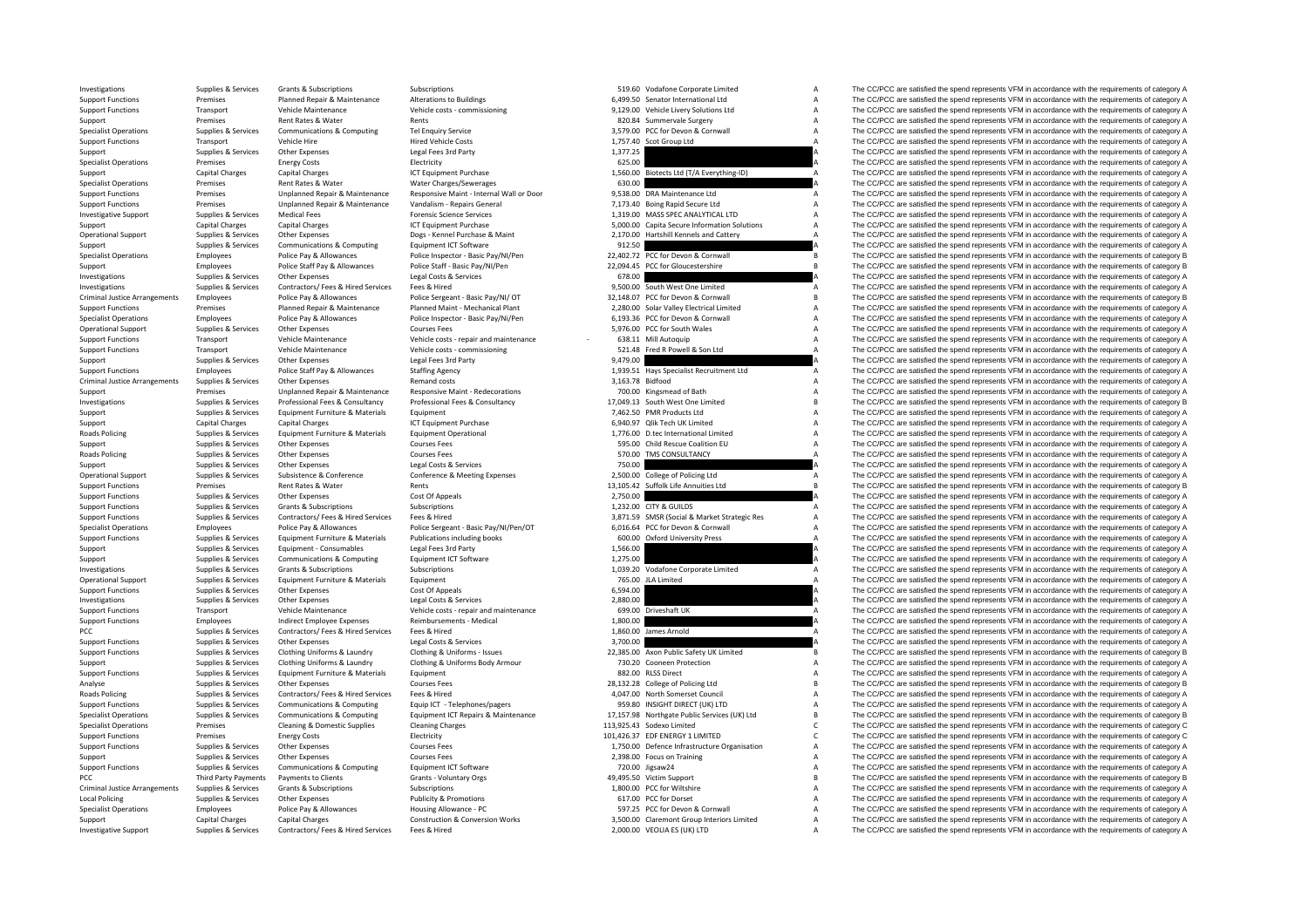| | | | | | | | |
|---|---|---|---|---|---|---|---|
| Investigations | Supplies & Services | Grants & Subscriptions | Subscriptions | 519.60 | Vodafone Corporate Limited | A | The CC/PCC are satisfied the spend represents VFM in accordance with the requirements of category A |
| Support Functions | Premises | Planned Repair & Maintenance | Alterations to Buildings | 6,499.50 | Senator International Ltd | A | The CC/PCC are satisfied the spend represents VFM in accordance with the requirements of category A |
| Support Functions | Transport | Vehicle Maintenance | Vehicle costs - commissioning | 9,129.00 | Vehicle Livery Solutions Ltd | A | The CC/PCC are satisfied the spend represents VFM in accordance with the requirements of category A |
| Support | Premises | Rent Rates & Water | Rents | 820.84 | Summervale Surgery | A | The CC/PCC are satisfied the spend represents VFM in accordance with the requirements of category A |
| Specialist Operations | Supplies & Services | Communications & Computing | Tel Enquiry Service | 3,579.00 | PCC for Devon & Cornwall | A | The CC/PCC are satisfied the spend represents VFM in accordance with the requirements of category A |
| Support Functions | Transport | Vehicle Hire | Hired Vehicle Costs | 1,757.40 | Scot Group Ltd | A | The CC/PCC are satisfied the spend represents VFM in accordance with the requirements of category A |
| Support | Supplies & Services | Other Expenses | Legal Fees 3rd Party | 1,377.25 | | A | The CC/PCC are satisfied the spend represents VFM in accordance with the requirements of category A |
| Specialist Operations | Premises | Energy Costs | Electricity | 625.00 | | A | The CC/PCC are satisfied the spend represents VFM in accordance with the requirements of category A |
| Support | Capital Charges | Capital Charges | ICT Equipment Purchase | 1,560.00 | Biotects Ltd (T/A Everything-ID) | A | The CC/PCC are satisfied the spend represents VFM in accordance with the requirements of category A |
| Specialist Operations | Premises | Rent Rates & Water | Water Charges/Sewerages | 630.00 | | A | The CC/PCC are satisfied the spend represents VFM in accordance with the requirements of category A |
| Support Functions | Premises | Unplanned Repair & Maintenance | Responsive Maint - Internal Wall or Door | 9,538.00 | DRA Maintenance Ltd | A | The CC/PCC are satisfied the spend represents VFM in accordance with the requirements of category A |
| Support Functions | Premises | Unplanned Repair & Maintenance | Vandalism - Repairs General | 7,173.40 | Boing Rapid Secure Ltd | A | The CC/PCC are satisfied the spend represents VFM in accordance with the requirements of category A |
| Investigative Support | Supplies & Services | Medical Fees | Forensic Science Services | 1,319.00 | MASS SPEC ANALYTICAL LTD | A | The CC/PCC are satisfied the spend represents VFM in accordance with the requirements of category A |
| Support | Capital Charges | Capital Charges | ICT Equipment Purchase | 5,000.00 | Capita Secure Information Solutions | A | The CC/PCC are satisfied the spend represents VFM in accordance with the requirements of category A |
| Operational Support | Supplies & Services | Other Expenses | Dogs - Kennel Purchase & Maint | 2,170.00 | Hartshill Kennels and Cattery | A | The CC/PCC are satisfied the spend represents VFM in accordance with the requirements of category A |
| Support | Supplies & Services | Communications & Computing | Equipment ICT Software | 912.50 | | A | The CC/PCC are satisfied the spend represents VFM in accordance with the requirements of category A |
| Specialist Operations | Employees | Police Pay & Allowances | Police Inspector - Basic Pay/NI/Pen | 22,402.72 | PCC for Devon & Cornwall | B | The CC/PCC are satisfied the spend represents VFM in accordance with the requirements of category B |
| Support | Employees | Police Staff Pay & Allowances | Police Staff - Basic Pay/NI/Pen | 22,094.45 | PCC for Gloucestershire | B | The CC/PCC are satisfied the spend represents VFM in accordance with the requirements of category B |
| Investigations | Supplies & Services | Other Expenses | Legal Costs & Services | 678.00 | | A | The CC/PCC are satisfied the spend represents VFM in accordance with the requirements of category A |
| Investigations | Supplies & Services | Contractors/ Fees & Hired Services | Fees & Hired | 9,500.00 | South West One Limited | A | The CC/PCC are satisfied the spend represents VFM in accordance with the requirements of category A |
| Criminal Justice Arrangements | Employees | Police Pay & Allowances | Police Sergeant - Basic Pay/NI/ OT | 32,148.07 | PCC for Devon & Cornwall | B | The CC/PCC are satisfied the spend represents VFM in accordance with the requirements of category B |
| Support Functions | Premises | Planned Repair & Maintenance | Planned Maint - Mechanical Plant | 2,280.00 | Solar Valley Electrical Limited | A | The CC/PCC are satisfied the spend represents VFM in accordance with the requirements of category A |
| Specialist Operations | Employees | Police Pay & Allowances | Police Inspector - Basic Pay/Ni/Pen | 6,193.36 | PCC for Devon & Cornwall | A | The CC/PCC are satisfied the spend represents VFM in accordance with the requirements of category A |
| Operational Support | Supplies & Services | Other Expenses | Courses Fees | 5,976.00 | PCC for South Wales | A | The CC/PCC are satisfied the spend represents VFM in accordance with the requirements of category A |
| Support Functions | Transport | Vehicle Maintenance | Vehicle costs - repair and maintenance | - 638.11 | Mill Autoquip | A | The CC/PCC are satisfied the spend represents VFM in accordance with the requirements of category A |
| Support Functions | Transport | Vehicle Maintenance | Vehicle costs - commissioning | 521.48 | Fred R Powell & Son Ltd | A | The CC/PCC are satisfied the spend represents VFM in accordance with the requirements of category A |
| Support | Supplies & Services | Other Expenses | Legal Fees 3rd Party | 9,479.00 | | A | The CC/PCC are satisfied the spend represents VFM in accordance with the requirements of category A |
| Support Functions | Employees | Police Staff Pay & Allowances | Staffing Agency | 1,939.51 | Hays Specialist Recruitment Ltd | A | The CC/PCC are satisfied the spend represents VFM in accordance with the requirements of category A |
| Criminal Justice Arrangements | Supplies & Services | Other Expenses | Remand costs | 3,163.78 | Bidfood | A | The CC/PCC are satisfied the spend represents VFM in accordance with the requirements of category A |
| Support | Premises | Unplanned Repair & Maintenance | Responsive Maint - Redecorations | 700.00 | Kingsmead of Bath | A | The CC/PCC are satisfied the spend represents VFM in accordance with the requirements of category A |
| Investigations | Supplies & Services | Professional Fees & Consultancy | Professional Fees & Consultancy | 17,049.13 | South West One Limited | B | The CC/PCC are satisfied the spend represents VFM in accordance with the requirements of category B |
| Support | Supplies & Services | Equipment Furniture & Materials | Equipment | 7,462.50 | PMR Products Ltd | A | The CC/PCC are satisfied the spend represents VFM in accordance with the requirements of category A |
| Support | Capital Charges | Capital Charges | ICT Equipment Purchase | 6,940.97 | Qlik Tech UK Limited | A | The CC/PCC are satisfied the spend represents VFM in accordance with the requirements of category A |
| Roads Policing | Supplies & Services | Equipment Furniture & Materials | Equipment Operational | 1,776.00 | D.tec International Limited | A | The CC/PCC are satisfied the spend represents VFM in accordance with the requirements of category A |
| Support | Supplies & Services | Other Expenses | Courses Fees | 595.00 | Child Rescue Coalition EU | A | The CC/PCC are satisfied the spend represents VFM in accordance with the requirements of category A |
| Roads Policing | Supplies & Services | Other Expenses | Courses Fees | 570.00 | TMS CONSULTANCY | A | The CC/PCC are satisfied the spend represents VFM in accordance with the requirements of category A |
| Support | Supplies & Services | Other Expenses | Legal Costs & Services | 750.00 | | A | The CC/PCC are satisfied the spend represents VFM in accordance with the requirements of category A |
| Operational Support | Supplies & Services | Subsistence & Conference | Conference & Meeting Expenses | 2,500.00 | College of Policing Ltd | A | The CC/PCC are satisfied the spend represents VFM in accordance with the requirements of category A |
| Support Functions | Premises | Rent Rates & Water | Rents | 13,105.42 | Suffolk Life Annuities Ltd | B | The CC/PCC are satisfied the spend represents VFM in accordance with the requirements of category B |
| Support Functions | Supplies & Services | Other Expenses | Cost Of Appeals | 2,750.00 | | A | The CC/PCC are satisfied the spend represents VFM in accordance with the requirements of category A |
| Support Functions | Supplies & Services | Grants & Subscriptions | Subscriptions | 1,232.00 | CITY & GUILDS | A | The CC/PCC are satisfied the spend represents VFM in accordance with the requirements of category A |
| Support Functions | Supplies & Services | Contractors/ Fees & Hired Services | Fees & Hired | 3,871.59 | SMSR (Social & Market Strategic Res | A | The CC/PCC are satisfied the spend represents VFM in accordance with the requirements of category A |
| Specialist Operations | Employees | Police Pay & Allowances | Police Sergeant - Basic Pay/NI/Pen/OT | 6,016.64 | PCC for Devon & Cornwall | A | The CC/PCC are satisfied the spend represents VFM in accordance with the requirements of category A |
| Support Functions | Supplies & Services | Equipment Furniture & Materials | Publications including books | 600.00 | Oxford University Press | A | The CC/PCC are satisfied the spend represents VFM in accordance with the requirements of category A |
| Support | Supplies & Services | Equipment - Consumables | Legal Fees 3rd Party | 1,566.00 | | A | The CC/PCC are satisfied the spend represents VFM in accordance with the requirements of category A |
| Support | Supplies & Services | Communications & Computing | Equipment ICT Software | 1,275.00 | | A | The CC/PCC are satisfied the spend represents VFM in accordance with the requirements of category A |
| Investigations | Supplies & Services | Grants & Subscriptions | Subscriptions | 1,039.20 | Vodafone Corporate Limited | A | The CC/PCC are satisfied the spend represents VFM in accordance with the requirements of category A |
| Operational Support | Supplies & Services | Equipment Furniture & Materials | Equipment | 765.00 | JLA Limited | A | The CC/PCC are satisfied the spend represents VFM in accordance with the requirements of category A |
| Support Functions | Supplies & Services | Other Expenses | Cost Of Appeals | 6,594.00 | | A | The CC/PCC are satisfied the spend represents VFM in accordance with the requirements of category A |
| Investigations | Supplies & Services | Other Expenses | Legal Costs & Services | 2,880.00 | | A | The CC/PCC are satisfied the spend represents VFM in accordance with the requirements of category A |
| Support Functions | Transport | Vehicle Maintenance | Vehicle costs - repair and maintenance | 699.00 | Driveshaft UK | A | The CC/PCC are satisfied the spend represents VFM in accordance with the requirements of category A |
| Support Functions | Employees | Indirect Employee Expenses | Reimbursements - Medical | 1,800.00 | | A | The CC/PCC are satisfied the spend represents VFM in accordance with the requirements of category A |
| PCC | Supplies & Services | Contractors/ Fees & Hired Services | Fees & Hired | 1,860.00 | James Arnold | A | The CC/PCC are satisfied the spend represents VFM in accordance with the requirements of category A |
| Support Functions | Supplies & Services | Other Expenses | Legal Costs & Services | 3,700.00 | | A | The CC/PCC are satisfied the spend represents VFM in accordance with the requirements of category A |
| Support Functions | Supplies & Services | Clothing Uniforms & Laundry | Clothing & Uniforms - Issues | 22,385.00 | Axon Public Safety UK Limited | B | The CC/PCC are satisfied the spend represents VFM in accordance with the requirements of category B |
| Support | Supplies & Services | Clothing Uniforms & Laundry | Clothing & Uniforms Body Armour | 730.20 | Cooneen Protection | A | The CC/PCC are satisfied the spend represents VFM in accordance with the requirements of category A |
| Support Functions | Supplies & Services | Equipment Furniture & Materials | Equipment | 882.00 | RLSS Direct | A | The CC/PCC are satisfied the spend represents VFM in accordance with the requirements of category A |
| Analyse | Supplies & Services | Other Expenses | Courses Fees | 28,132.28 | College of Policing Ltd | B | The CC/PCC are satisfied the spend represents VFM in accordance with the requirements of category B |
| Roads Policing | Supplies & Services | Contractors/ Fees & Hired Services | Fees & Hired | 4,047.00 | North Somerset Council | A | The CC/PCC are satisfied the spend represents VFM in accordance with the requirements of category A |
| Support Functions | Supplies & Services | Communications & Computing | Equip ICT - Telephones/pagers | 959.80 | INSIGHT DIRECT (UK) LTD | A | The CC/PCC are satisfied the spend represents VFM in accordance with the requirements of category A |
| Specialist Operations | Supplies & Services | Communications & Computing | Equipment ICT Repairs & Maintenance | 17,157.98 | Northgate Public Services (UK) Ltd | B | The CC/PCC are satisfied the spend represents VFM in accordance with the requirements of category B |
| Specialist Operations | Premises | Cleaning & Domestic Supplies | Cleaning Charges | 113,925.43 | Sodexo Limited | C | The CC/PCC are satisfied the spend represents VFM in accordance with the requirements of category C |
| Support Functions | Premises | Energy Costs | Electricity | 101,426.37 | EDF ENERGY 1 LIMITED | C | The CC/PCC are satisfied the spend represents VFM in accordance with the requirements of category C |
| Support Functions | Supplies & Services | Other Expenses | Courses Fees | 1,750.00 | Defence Infrastructure Organisation | A | The CC/PCC are satisfied the spend represents VFM in accordance with the requirements of category A |
| Support | Supplies & Services | Other Expenses | Courses Fees | 2,398.00 | Focus on Training | A | The CC/PCC are satisfied the spend represents VFM in accordance with the requirements of category A |
| Support Functions | Supplies & Services | Communications & Computing | Equipment ICT Software | 720.00 | Jigsaw24 | A | The CC/PCC are satisfied the spend represents VFM in accordance with the requirements of category A |
| PCC | Third Party Payments | Payments to Clients | Grants - Voluntary Orgs | 49,495.50 | Victim Support | B | The CC/PCC are satisfied the spend represents VFM in accordance with the requirements of category B |
| Criminal Justice Arrangements | Supplies & Services | Grants & Subscriptions | Subscriptions | 1,800.00 | PCC for Wiltshire | A | The CC/PCC are satisfied the spend represents VFM in accordance with the requirements of category A |
| Local Policing | Supplies & Services | Other Expenses | Publicity & Promotions | 617.00 | PCC for Dorset | A | The CC/PCC are satisfied the spend represents VFM in accordance with the requirements of category A |
| Specialist Operations | Employees | Police Pay & Allowances | Housing Allowance - PC | 597.25 | PCC for Devon & Cornwall | A | The CC/PCC are satisfied the spend represents VFM in accordance with the requirements of category A |
| Support | Capital Charges | Capital Charges | Construction & Conversion Works | 3,500.00 | Claremont Group Interiors Limited | A | The CC/PCC are satisfied the spend represents VFM in accordance with the requirements of category A |
| Investigative Support | Supplies & Services | Contractors/ Fees & Hired Services | Fees & Hired | 2,000.00 | VEOLIA ES (UK) LTD | A | The CC/PCC are satisfied the spend represents VFM in accordance with the requirements of category A |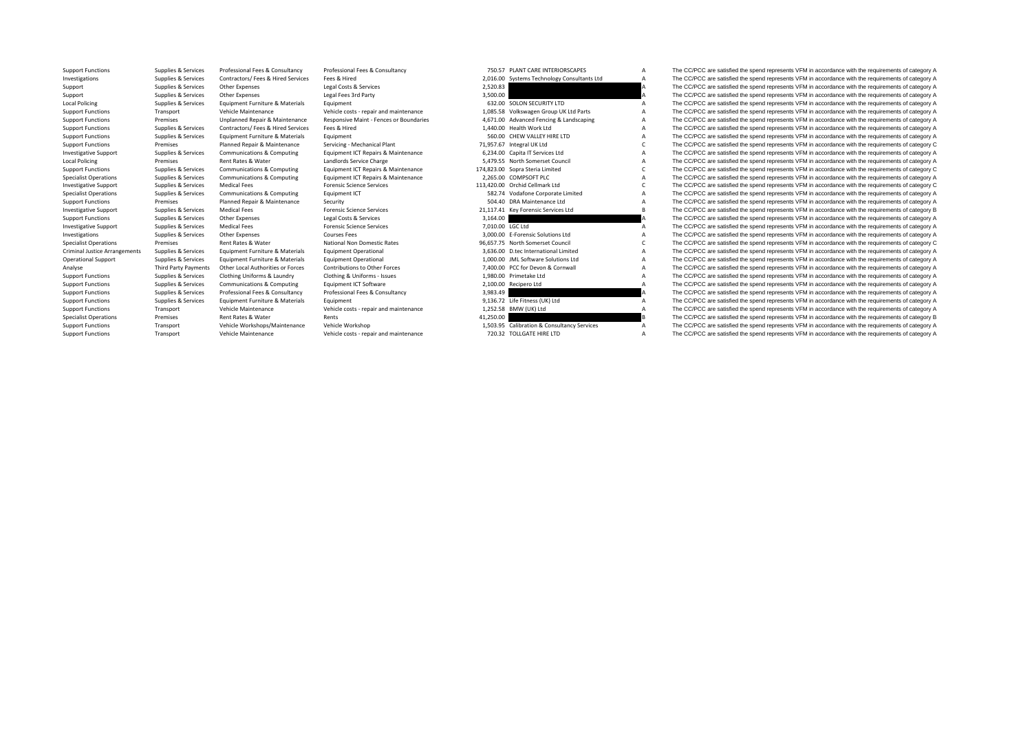| | | | | | | | |
|---|---|---|---|---|---|---|---|
| Support Functions | Supplies & Services | Professional Fees & Consultancy | Professional Fees & Consultancy | 750.57 | PLANT CARE INTERIORSCAPES | A | The CC/PCC are satisfied the spend represents VFM in accordance with the requirements of category A |
| Investigations | Supplies & Services | Contractors/ Fees & Hired Services | Fees & Hired | 2,016.00 | Systems Technology Consultants Ltd | A | The CC/PCC are satisfied the spend represents VFM in accordance with the requirements of category A |
| Support | Supplies & Services | Other Expenses | Legal Costs & Services | 2,520.83 | | A | The CC/PCC are satisfied the spend represents VFM in accordance with the requirements of category A |
| Support | Supplies & Services | Other Expenses | Legal Fees 3rd Party | 3,500.00 | | A | The CC/PCC are satisfied the spend represents VFM in accordance with the requirements of category A |
| Local Policing | Supplies & Services | Equipment Furniture & Materials | Equipment | 632.00 | SOLON SECURITY LTD | A | The CC/PCC are satisfied the spend represents VFM in accordance with the requirements of category A |
| Support Functions | Transport | Vehicle Maintenance | Vehicle costs - repair and maintenance | 1,085.58 | Volkswagen Group UK Ltd Parts | A | The CC/PCC are satisfied the spend represents VFM in accordance with the requirements of category A |
| Support Functions | Premises | Unplanned Repair & Maintenance | Responsive Maint - Fences or Boundaries | 4,671.00 | Advanced Fencing & Landscaping | A | The CC/PCC are satisfied the spend represents VFM in accordance with the requirements of category A |
| Support Functions | Supplies & Services | Contractors/ Fees & Hired Services | Fees & Hired | 1,440.00 | Health Work Ltd | A | The CC/PCC are satisfied the spend represents VFM in accordance with the requirements of category A |
| Support Functions | Supplies & Services | Equipment Furniture & Materials | Equipment | 560.00 | CHEW VALLEY HIRE LTD | A | The CC/PCC are satisfied the spend represents VFM in accordance with the requirements of category A |
| Support Functions | Premises | Planned Repair & Maintenance | Servicing - Mechanical Plant | 71,957.67 | Integral UK Ltd | C | The CC/PCC are satisfied the spend represents VFM in accordance with the requirements of category C |
| Investigative Support | Supplies & Services | Communications & Computing | Equipment ICT Repairs & Maintenance | 6,234.00 | Capita IT Services Ltd | A | The CC/PCC are satisfied the spend represents VFM in accordance with the requirements of category A |
| Local Policing | Premises | Rent Rates & Water | Landlords Service Charge | 5,479.55 | North Somerset Council | A | The CC/PCC are satisfied the spend represents VFM in accordance with the requirements of category A |
| Support Functions | Supplies & Services | Communications & Computing | Equipment ICT Repairs & Maintenance | 174,823.00 | Sopra Steria Limited | C | The CC/PCC are satisfied the spend represents VFM in accordance with the requirements of category C |
| Specialist Operations | Supplies & Services | Communications & Computing | Equipment ICT Repairs & Maintenance | 2,265.00 | COMPSOFT PLC | A | The CC/PCC are satisfied the spend represents VFM in accordance with the requirements of category A |
| Investigative Support | Supplies & Services | Medical Fees | Forensic Science Services | 113,420.00 | Orchid Cellmark Ltd | C | The CC/PCC are satisfied the spend represents VFM in accordance with the requirements of category C |
| Specialist Operations | Supplies & Services | Communications & Computing | Equipment ICT | 582.74 | Vodafone Corporate Limited | A | The CC/PCC are satisfied the spend represents VFM in accordance with the requirements of category A |
| Support Functions | Premises | Planned Repair & Maintenance | Security | 504.40 | DRA Maintenance Ltd | A | The CC/PCC are satisfied the spend represents VFM in accordance with the requirements of category A |
| Investigative Support | Supplies & Services | Medical Fees | Forensic Science Services | 21,117.41 | Key Forensic Services Ltd | B | The CC/PCC are satisfied the spend represents VFM in accordance with the requirements of category B |
| Support Functions | Supplies & Services | Other Expenses | Legal Costs & Services | 3,164.00 | | A | The CC/PCC are satisfied the spend represents VFM in accordance with the requirements of category A |
| Investigative Support | Supplies & Services | Medical Fees | Forensic Science Services | 7,010.00 | LGC Ltd | A | The CC/PCC are satisfied the spend represents VFM in accordance with the requirements of category A |
| Investigations | Supplies & Services | Other Expenses | Courses Fees | 3,000.00 | E-Forensic Solutions Ltd | A | The CC/PCC are satisfied the spend represents VFM in accordance with the requirements of category A |
| Specialist Operations | Premises | Rent Rates & Water | National Non Domestic Rates | 96,657.75 | North Somerset Council | C | The CC/PCC are satisfied the spend represents VFM in accordance with the requirements of category C |
| Criminal Justice Arrangements | Supplies & Services | Equipment Furniture & Materials | Equipment Operational | 3,636.00 | D.tec International Limited | A | The CC/PCC are satisfied the spend represents VFM in accordance with the requirements of category A |
| Operational Support | Supplies & Services | Equipment Furniture & Materials | Equipment Operational | 1,000.00 | JML Software Solutions Ltd | A | The CC/PCC are satisfied the spend represents VFM in accordance with the requirements of category A |
| Analyse | Third Party Payments | Other Local Authorities or Forces | Contributions to Other Forces | 7,400.00 | PCC for Devon & Cornwall | A | The CC/PCC are satisfied the spend represents VFM in accordance with the requirements of category A |
| Support Functions | Supplies & Services | Clothing Uniforms & Laundry | Clothing & Uniforms - Issues | 1,980.00 | Primetake Ltd | A | The CC/PCC are satisfied the spend represents VFM in accordance with the requirements of category A |
| Support Functions | Supplies & Services | Communications & Computing | Equipment ICT Software | 2,100.00 | Recipero Ltd | A | The CC/PCC are satisfied the spend represents VFM in accordance with the requirements of category A |
| Support Functions | Supplies & Services | Professional Fees & Consultancy | Professional Fees & Consultancy | 3,983.49 | | A | The CC/PCC are satisfied the spend represents VFM in accordance with the requirements of category A |
| Support Functions | Supplies & Services | Equipment Furniture & Materials | Equipment | 9,136.72 | Life Fitness (UK) Ltd | A | The CC/PCC are satisfied the spend represents VFM in accordance with the requirements of category A |
| Support Functions | Transport | Vehicle Maintenance | Vehicle costs - repair and maintenance | 1,252.58 | BMW (UK) Ltd | A | The CC/PCC are satisfied the spend represents VFM in accordance with the requirements of category A |
| Specialist Operations | Premises | Rent Rates & Water | Rents | 41,250.00 | | B | The CC/PCC are satisfied the spend represents VFM in accordance with the requirements of category B |
| Support Functions | Transport | Vehicle Workshops/Maintenance | Vehicle Workshop | 1,503.95 | Calibration & Consultancy Services | A | The CC/PCC are satisfied the spend represents VFM in accordance with the requirements of category A |
| Support Functions | Transport | Vehicle Maintenance | Vehicle costs - repair and maintenance | 720.32 | TOLLGATE HIRE LTD | A | The CC/PCC are satisfied the spend represents VFM in accordance with the requirements of category A |